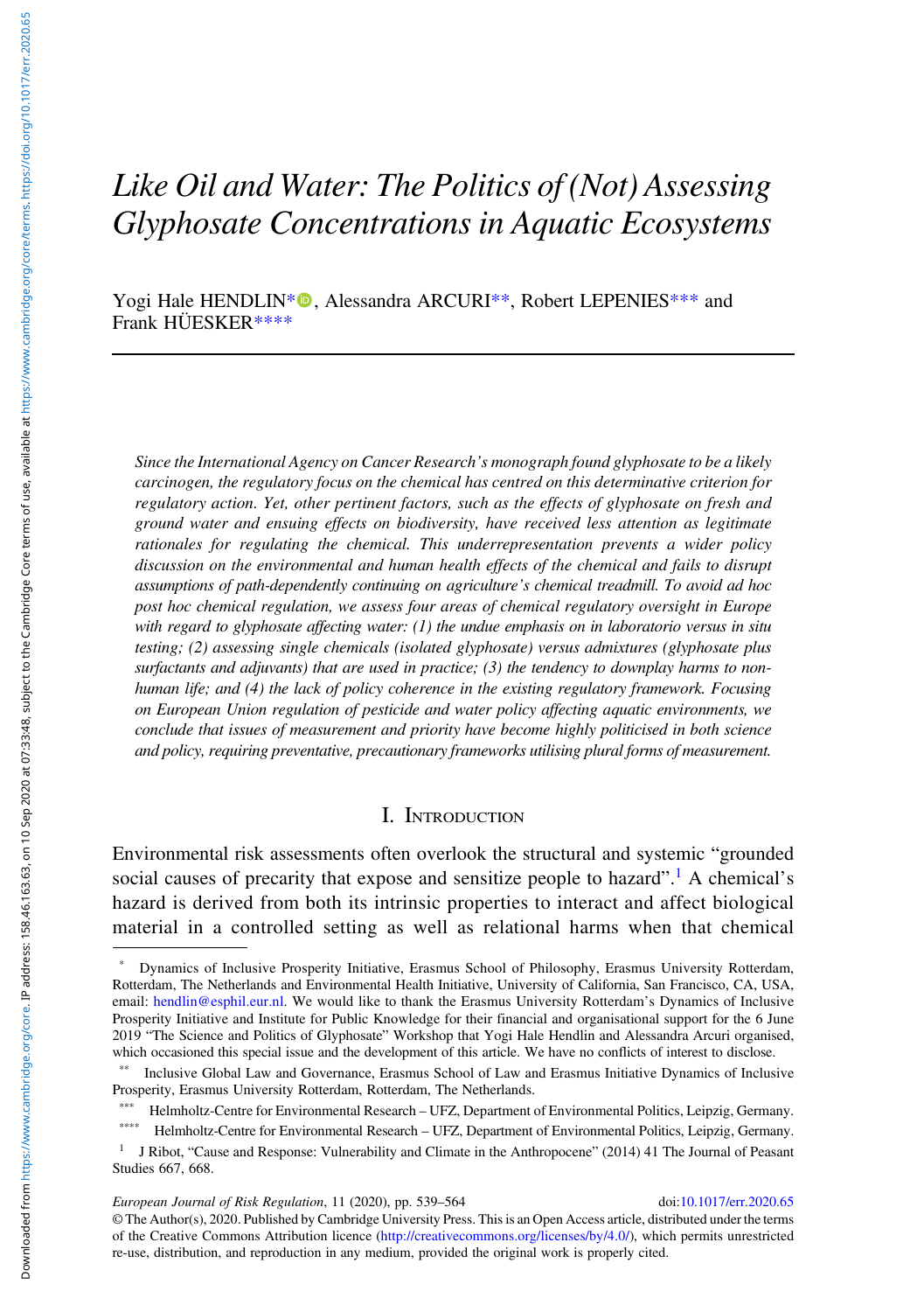# *Like Oil and Water: The Politics of (Not) Assessing Glyphosate Concentrations in Aquatic Ecosystems*

Yogi Hale HENDLIN*, Alessandra ARCURI**, Robert LEPENIES*** and Frank HÜESKER****

*Since the International Agency on Cancer Research's monograph found glyphosate to be a likely carcinogen, the regulatory focus on the chemical has centred on this determinative criterion for regulatory action. Yet, other pertinent factors, such as the effects of glyphosate on fresh and ground water and ensuing effects on biodiversity, have received less attention as legitimate rationales for regulating the chemical. This underrepresentation prevents a wider policy discussion on the environmental and human health effects of the chemical and fails to disrupt assumptions of path-dependently continuing on agriculture's chemical treadmill. To avoid ad hoc post hoc chemical regulation, we assess four areas of chemical regulatory oversight in Europe with regard to glyphosate affecting water: (1) the undue emphasis on in laboratorio versus in situ testing; (2) assessing single chemicals (isolated glyphosate) versus admixtures (glyphosate plus surfactants and adjuvants) that are used in practice; (3) the tendency to downplay harms to non-human life; and (4) the lack of policy coherence in the existing regulatory framework. Focusing on European Union regulation of pesticide and water policy affecting aquatic environments, we conclude that issues of measurement and priority have become highly politicised in both science and policy, requiring preventative, precautionary frameworks utilising plural forms of measurement.*

## I. Introduction

Environmental risk assessments often overlook the structural and systemic "grounded social causes of precarity that expose and sensitize people to hazard".[1] A chemical's hazard is derived from both its intrinsic properties to interact and affect biological material in a controlled setting as well as relational harms when that chemical

---

\* Dynamics of Inclusive Prosperity Initiative, Erasmus School of Philosophy, Erasmus University Rotterdam, Rotterdam, The Netherlands and Environmental Health Initiative, University of California, San Francisco, CA, USA, email: hendlin@esphil.eur.nl. We would like to thank the Erasmus University Rotterdam's Dynamics of Inclusive Prosperity Initiative and Institute for Public Knowledge for their financial and organisational support for the 6 June 2019 "The Science and Politics of Glyphosate" Workshop that Yogi Hale Hendlin and Alessandra Arcuri organised, which occasioned this special issue and the development of this article. We have no conflicts of interest to disclose.

\** Inclusive Global Law and Governance, Erasmus School of Law and Erasmus Initiative Dynamics of Inclusive Prosperity, Erasmus University Rotterdam, Rotterdam, The Netherlands.

\*** Helmholtz-Centre for Environmental Research – UFZ, Department of Environmental Politics, Leipzig, Germany.

\**** Helmholtz-Centre for Environmental Research – UFZ, Department of Environmental Politics, Leipzig, Germany.

[1] J Ribot, "Cause and Response: Vulnerability and Climate in the Anthropocene" (2014) 41 The Journal of Peasant Studies 667, 668.

doi:10.1017/err.2020.65

© The Author(s), 2020. Published by Cambridge University Press. This is an Open Access article, distributed under the terms of the Creative Commons Attribution licence (http://creativecommons.org/licenses/by/4.0/), which permits unrestricted re-use, distribution, and reproduction in any medium, provided the original work is properly cited.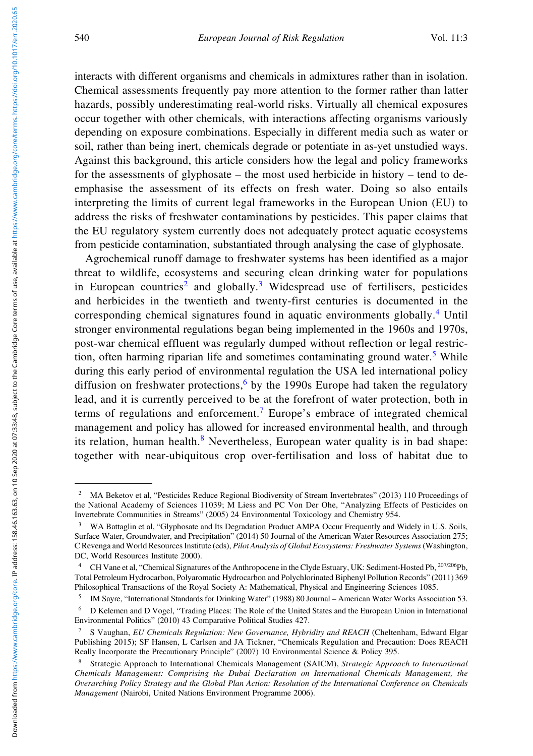interacts with different organisms and chemicals in admixtures rather than in isolation. Chemical assessments frequently pay more attention to the former rather than latter hazards, possibly underestimating real-world risks. Virtually all chemical exposures occur together with other chemicals, with interactions affecting organisms variously depending on exposure combinations. Especially in different media such as water or soil, rather than being inert, chemicals degrade or potentiate in as-yet unstudied ways. Against this background, this article considers how the legal and policy frameworks for the assessments of glyphosate – the most used herbicide in history – tend to de-emphasise the assessment of its effects on fresh water. Doing so also entails interpreting the limits of current legal frameworks in the European Union (EU) to address the risks of freshwater contaminations by pesticides. This paper claims that the EU regulatory system currently does not adequately protect aquatic ecosystems from pesticide contamination, substantiated through analysing the case of glyphosate.

Agrochemical runoff damage to freshwater systems has been identified as a major threat to wildlife, ecosystems and securing clean drinking water for populations in European countries[2] and globally.[3] Widespread use of fertilisers, pesticides and herbicides in the twentieth and twenty-first centuries is documented in the corresponding chemical signatures found in aquatic environments globally.[4] Until stronger environmental regulations began being implemented in the 1960s and 1970s, post-war chemical effluent was regularly dumped without reflection or legal restriction, often harming riparian life and sometimes contaminating ground water.[5] While during this early period of environmental regulation the USA led international policy diffusion on freshwater protections,[6] by the 1990s Europe had taken the regulatory lead, and it is currently perceived to be at the forefront of water protection, both in terms of regulations and enforcement.[7] Europe's embrace of integrated chemical management and policy has allowed for increased environmental health, and through its relation, human health.[8] Nevertheless, European water quality is in bad shape: together with near-ubiquitous crop over-fertilisation and loss of habitat due to

---

[2] MA Beketov et al, "Pesticides Reduce Regional Biodiversity of Stream Invertebrates" (2013) 110 Proceedings of the National Academy of Sciences 11039; M Liess and PC Von Der Ohe, "Analyzing Effects of Pesticides on Invertebrate Communities in Streams" (2005) 24 Environmental Toxicology and Chemistry 954.

[3] WA Battaglin et al, "Glyphosate and Its Degradation Product AMPA Occur Frequently and Widely in U.S. Soils, Surface Water, Groundwater, and Precipitation" (2014) 50 Journal of the American Water Resources Association 275; C Revenga and World Resources Institute (eds), *Pilot Analysis of Global Ecosystems: Freshwater Systems* (Washington, DC, World Resources Institute 2000).

[4] CH Vane et al, "Chemical Signatures of the Anthropocene in the Clyde Estuary, UK: Sediment-Hosted Pb, $^{207/206}$Pb, Total Petroleum Hydrocarbon, Polyaromatic Hydrocarbon and Polychlorinated Biphenyl Pollution Records" (2011) 369 Philosophical Transactions of the Royal Society A: Mathematical, Physical and Engineering Sciences 1085.

[5] IM Sayre, "International Standards for Drinking Water" (1988) 80 Journal – American Water Works Association 53.

[6] D Kelemen and D Vogel, "Trading Places: The Role of the United States and the European Union in International Environmental Politics" (2010) 43 Comparative Political Studies 427.

[7] S Vaughan, *EU Chemicals Regulation: New Governance, Hybridity and REACH* (Cheltenham, Edward Elgar Publishing 2015); SF Hansen, L Carlsen and JA Tickner, "Chemicals Regulation and Precaution: Does REACH Really Incorporate the Precautionary Principle" (2007) 10 Environmental Science & Policy 395.

[8] Strategic Approach to International Chemicals Management (SAICM), *Strategic Approach to International Chemicals Management: Comprising the Dubai Declaration on International Chemicals Management, the Overarching Policy Strategy and the Global Plan Action: Resolution of the International Conference on Chemicals Management* (Nairobi, United Nations Environment Programme 2006).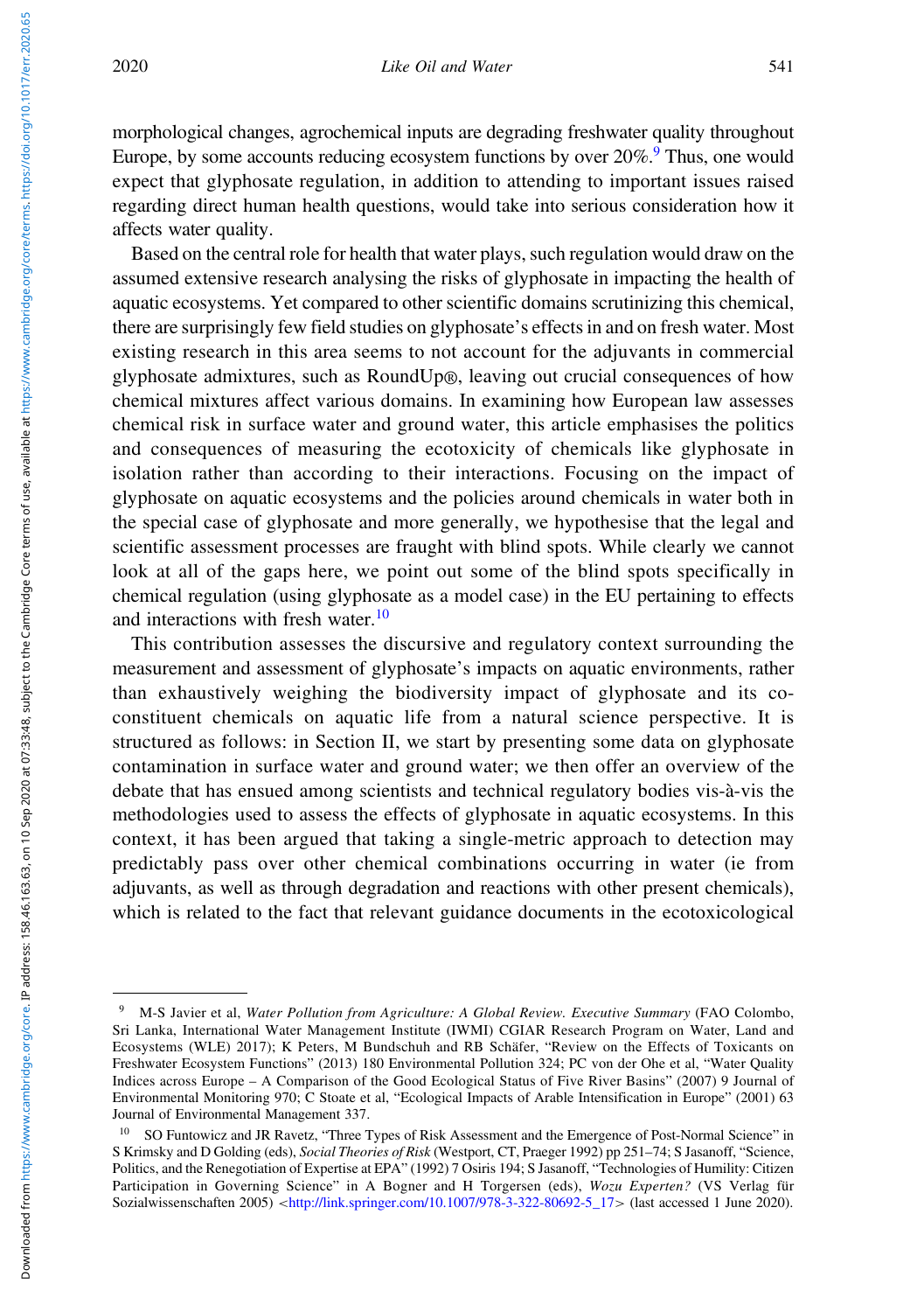morphological changes, agrochemical inputs are degrading freshwater quality throughout Europe, by some accounts reducing ecosystem functions by over 20%.[9] Thus, one would expect that glyphosate regulation, in addition to attending to important issues raised regarding direct human health questions, would take into serious consideration how it affects water quality.

Based on the central role for health that water plays, such regulation would draw on the assumed extensive research analysing the risks of glyphosate in impacting the health of aquatic ecosystems. Yet compared to other scientific domains scrutinizing this chemical, there are surprisingly few field studies on glyphosate's effects in and on fresh water. Most existing research in this area seems to not account for the adjuvants in commercial glyphosate admixtures, such as RoundUp®, leaving out crucial consequences of how chemical mixtures affect various domains. In examining how European law assesses chemical risk in surface water and ground water, this article emphasises the politics and consequences of measuring the ecotoxicity of chemicals like glyphosate in isolation rather than according to their interactions. Focusing on the impact of glyphosate on aquatic ecosystems and the policies around chemicals in water both in the special case of glyphosate and more generally, we hypothesise that the legal and scientific assessment processes are fraught with blind spots. While clearly we cannot look at all of the gaps here, we point out some of the blind spots specifically in chemical regulation (using glyphosate as a model case) in the EU pertaining to effects and interactions with fresh water.[10]

This contribution assesses the discursive and regulatory context surrounding the measurement and assessment of glyphosate's impacts on aquatic environments, rather than exhaustively weighing the biodiversity impact of glyphosate and its co-constituent chemicals on aquatic life from a natural science perspective. It is structured as follows: in Section II, we start by presenting some data on glyphosate contamination in surface water and ground water; we then offer an overview of the debate that has ensued among scientists and technical regulatory bodies vis-à-vis the methodologies used to assess the effects of glyphosate in aquatic ecosystems. In this context, it has been argued that taking a single-metric approach to detection may predictably pass over other chemical combinations occurring in water (ie from adjuvants, as well as through degradation and reactions with other present chemicals), which is related to the fact that relevant guidance documents in the ecotoxicological

---

[9] M-S Javier et al, *Water Pollution from Agriculture: A Global Review. Executive Summary* (FAO Colombo, Sri Lanka, International Water Management Institute (IWMI) CGIAR Research Program on Water, Land and Ecosystems (WLE) 2017); K Peters, M Bundschuh and RB Schäfer, "Review on the Effects of Toxicants on Freshwater Ecosystem Functions" (2013) 180 Environmental Pollution 324; PC von der Ohe et al, "Water Quality Indices across Europe – A Comparison of the Good Ecological Status of Five River Basins" (2007) 9 Journal of Environmental Monitoring 970; C Stoate et al, "Ecological Impacts of Arable Intensification in Europe" (2001) 63 Journal of Environmental Management 337.

[10] SO Funtowicz and JR Ravetz, "Three Types of Risk Assessment and the Emergence of Post-Normal Science" in S Krimsky and D Golding (eds), *Social Theories of Risk* (Westport, CT, Praeger 1992) pp 251–74; S Jasanoff, "Science, Politics, and the Renegotiation of Expertise at EPA" (1992) 7 Osiris 194; S Jasanoff, "Technologies of Humility: Citizen Participation in Governing Science" in A Bogner and H Torgersen (eds), *Wozu Experten?* (VS Verlag für Sozialwissenschaften 2005) <http://link.springer.com/10.1007/978-3-322-80692-5_17> (last accessed 1 June 2020).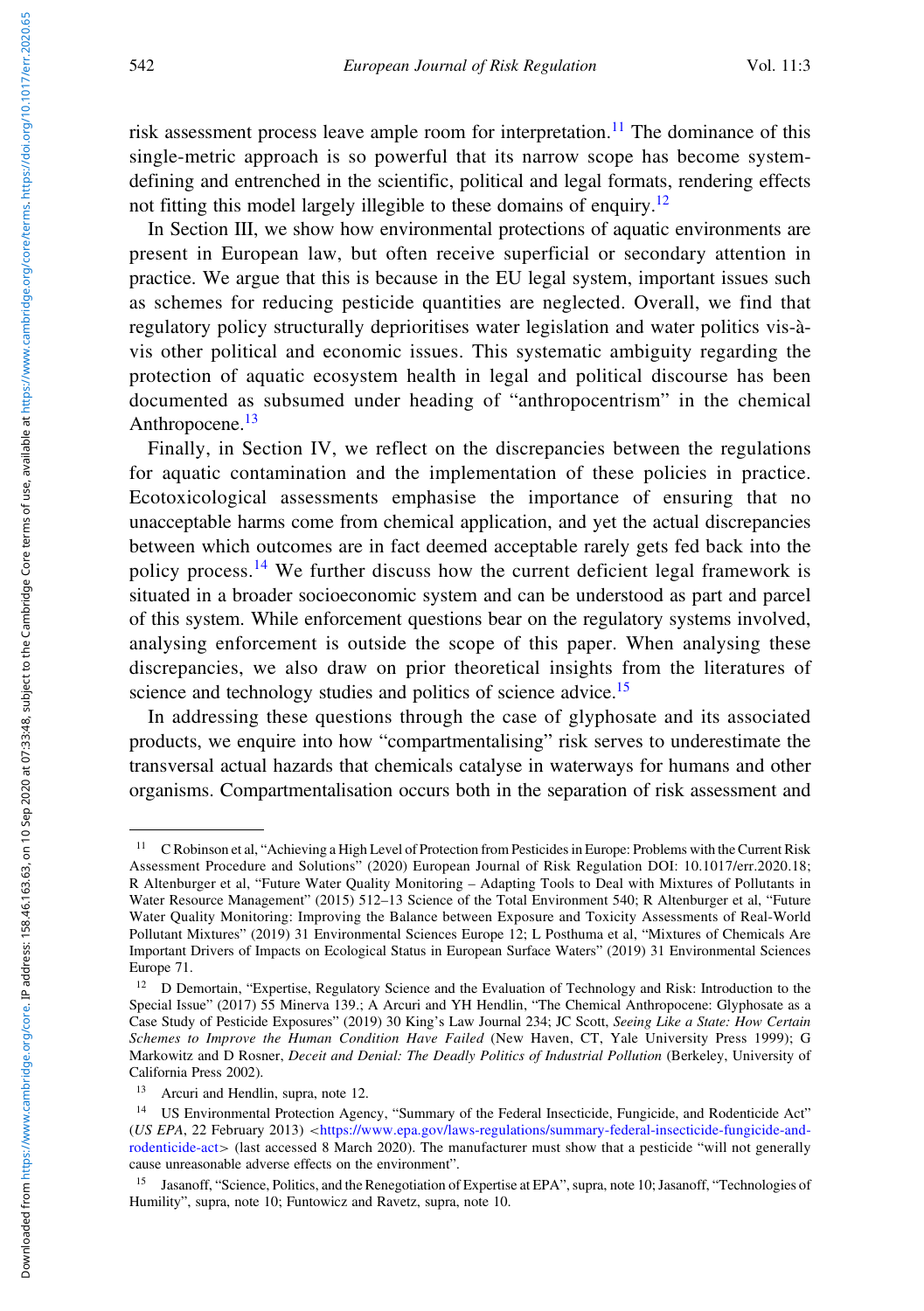risk assessment process leave ample room for interpretation.[11] The dominance of this single-metric approach is so powerful that its narrow scope has become system-defining and entrenched in the scientific, political and legal formats, rendering effects not fitting this model largely illegible to these domains of enquiry.[12]

In Section III, we show how environmental protections of aquatic environments are present in European law, but often receive superficial or secondary attention in practice. We argue that this is because in the EU legal system, important issues such as schemes for reducing pesticide quantities are neglected. Overall, we find that regulatory policy structurally deprioritises water legislation and water politics vis-à-vis other political and economic issues. This systematic ambiguity regarding the protection of aquatic ecosystem health in legal and political discourse has been documented as subsumed under heading of "anthropocentrism" in the chemical Anthropocene.[13]

Finally, in Section IV, we reflect on the discrepancies between the regulations for aquatic contamination and the implementation of these policies in practice. Ecotoxicological assessments emphasise the importance of ensuring that no unacceptable harms come from chemical application, and yet the actual discrepancies between which outcomes are in fact deemed acceptable rarely gets fed back into the policy process.[14] We further discuss how the current deficient legal framework is situated in a broader socioeconomic system and can be understood as part and parcel of this system. While enforcement questions bear on the regulatory systems involved, analysing enforcement is outside the scope of this paper. When analysing these discrepancies, we also draw on prior theoretical insights from the literatures of science and technology studies and politics of science advice.[15]

In addressing these questions through the case of glyphosate and its associated products, we enquire into how "compartmentalising" risk serves to underestimate the transversal actual hazards that chemicals catalyse in waterways for humans and other organisms. Compartmentalisation occurs both in the separation of risk assessment and

---

[11] C Robinson et al, "Achieving a High Level of Protection from Pesticides in Europe: Problems with the Current Risk Assessment Procedure and Solutions" (2020) European Journal of Risk Regulation DOI: 10.1017/err.2020.18; R Altenburger et al, "Future Water Quality Monitoring – Adapting Tools to Deal with Mixtures of Pollutants in Water Resource Management" (2015) 512–13 Science of the Total Environment 540; R Altenburger et al, "Future Water Quality Monitoring: Improving the Balance between Exposure and Toxicity Assessments of Real-World Pollutant Mixtures" (2019) 31 Environmental Sciences Europe 12; L Posthuma et al, "Mixtures of Chemicals Are Important Drivers of Impacts on Ecological Status in European Surface Waters" (2019) 31 Environmental Sciences Europe 71.

[12] D Demortain, "Expertise, Regulatory Science and the Evaluation of Technology and Risk: Introduction to the Special Issue" (2017) 55 Minerva 139.; A Arcuri and YH Hendlin, "The Chemical Anthropocene: Glyphosate as a Case Study of Pesticide Exposures" (2019) 30 King's Law Journal 234; JC Scott, *Seeing Like a State: How Certain Schemes to Improve the Human Condition Have Failed* (New Haven, CT, Yale University Press 1999); G Markowitz and D Rosner, *Deceit and Denial: The Deadly Politics of Industrial Pollution* (Berkeley, University of California Press 2002).

[13] Arcuri and Hendlin, supra, note 12.

[14] US Environmental Protection Agency, "Summary of the Federal Insecticide, Fungicide, and Rodenticide Act" (*US EPA*, 22 February 2013) <https://www.epa.gov/laws-regulations/summary-federal-insecticide-fungicide-and-rodenticide-act> (last accessed 8 March 2020). The manufacturer must show that a pesticide "will not generally cause unreasonable adverse effects on the environment".

[15] Jasanoff, "Science, Politics, and the Renegotiation of Expertise at EPA", supra, note 10; Jasanoff, "Technologies of Humility", supra, note 10; Funtowicz and Ravetz, supra, note 10.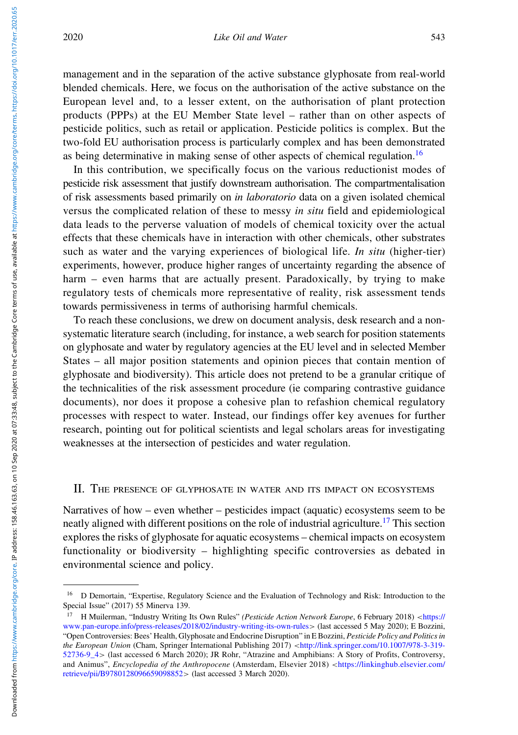management and in the separation of the active substance glyphosate from real-world blended chemicals. Here, we focus on the authorisation of the active substance on the European level and, to a lesser extent, on the authorisation of plant protection products (PPPs) at the EU Member State level – rather than on other aspects of pesticide politics, such as retail or application. Pesticide politics is complex. But the two-fold EU authorisation process is particularly complex and has been demonstrated as being determinative in making sense of other aspects of chemical regulation.[16]

In this contribution, we specifically focus on the various reductionist modes of pesticide risk assessment that justify downstream authorisation. The compartmentalisation of risk assessments based primarily on *in laboratorio* data on a given isolated chemical versus the complicated relation of these to messy *in situ* field and epidemiological data leads to the perverse valuation of models of chemical toxicity over the actual effects that these chemicals have in interaction with other chemicals, other substrates such as water and the varying experiences of biological life. *In situ* (higher-tier) experiments, however, produce higher ranges of uncertainty regarding the absence of harm – even harms that are actually present. Paradoxically, by trying to make regulatory tests of chemicals more representative of reality, risk assessment tends towards permissiveness in terms of authorising harmful chemicals.

To reach these conclusions, we drew on document analysis, desk research and a non-systematic literature search (including, for instance, a web search for position statements on glyphosate and water by regulatory agencies at the EU level and in selected Member States – all major position statements and opinion pieces that contain mention of glyphosate and biodiversity). This article does not pretend to be a granular critique of the technicalities of the risk assessment procedure (ie comparing contrastive guidance documents), nor does it propose a cohesive plan to refashion chemical regulatory processes with respect to water. Instead, our findings offer key avenues for further research, pointing out for political scientists and legal scholars areas for investigating weaknesses at the intersection of pesticides and water regulation.

## II. The presence of glyphosate in water and its impact on ecosystems

Narratives of how – even whether – pesticides impact (aquatic) ecosystems seem to be neatly aligned with different positions on the role of industrial agriculture.[17] This section explores the risks of glyphosate for aquatic ecosystems – chemical impacts on ecosystem functionality or biodiversity – highlighting specific controversies as debated in environmental science and policy.

---

[16] D Demortain, "Expertise, Regulatory Science and the Evaluation of Technology and Risk: Introduction to the Special Issue" (2017) 55 Minerva 139.

[17] H Muilerman, "Industry Writing Its Own Rules" *(Pesticide Action Network Europe*, 6 February 2018) <https://www.pan-europe.info/press-releases/2018/02/industry-writing-its-own-rules> (last accessed 5 May 2020); E Bozzini, "Open Controversies: Bees' Health, Glyphosate and Endocrine Disruption" in E Bozzini, *Pesticide Policy and Politics in the European Union* (Cham, Springer International Publishing 2017) <http://link.springer.com/10.1007/978-3-319-52736-9_4> (last accessed 6 March 2020); JR Rohr, "Atrazine and Amphibians: A Story of Profits, Controversy, and Animus", *Encyclopedia of the Anthropocene* (Amsterdam, Elsevier 2018) <https://linkinghub.elsevier.com/retrieve/pii/B9780128096659098852> (last accessed 3 March 2020).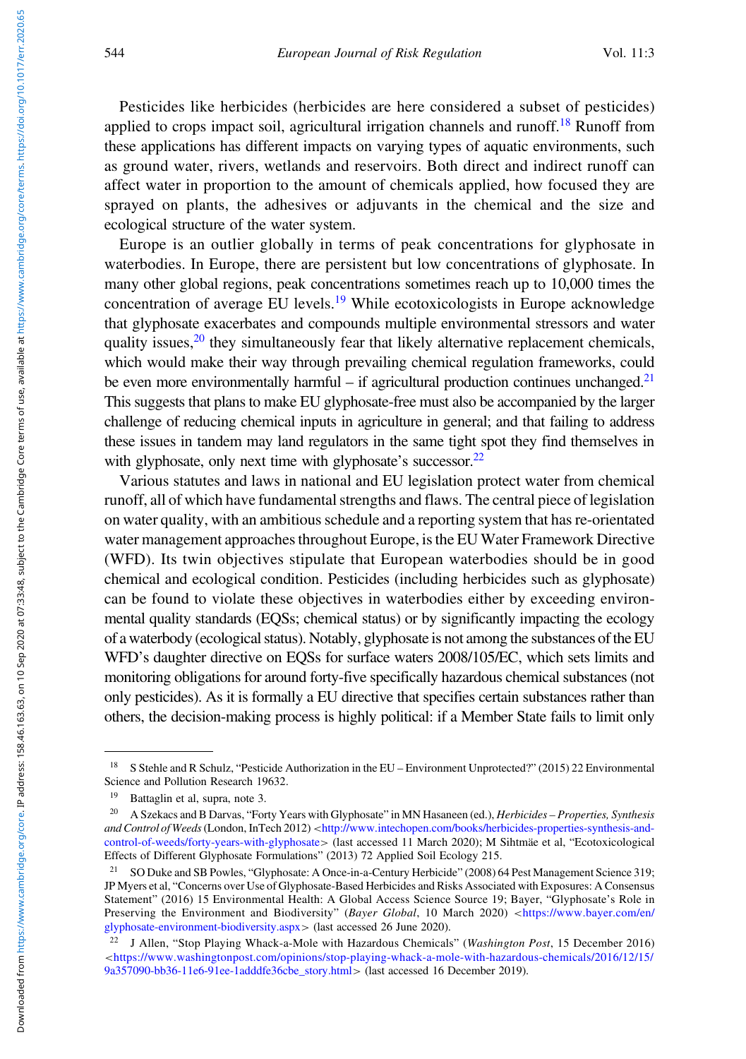Pesticides like herbicides (herbicides are here considered a subset of pesticides) applied to crops impact soil, agricultural irrigation channels and runoff.[18] Runoff from these applications has different impacts on varying types of aquatic environments, such as ground water, rivers, wetlands and reservoirs. Both direct and indirect runoff can affect water in proportion to the amount of chemicals applied, how focused they are sprayed on plants, the adhesives or adjuvants in the chemical and the size and ecological structure of the water system.

Europe is an outlier globally in terms of peak concentrations for glyphosate in waterbodies. In Europe, there are persistent but low concentrations of glyphosate. In many other global regions, peak concentrations sometimes reach up to 10,000 times the concentration of average EU levels.[19] While ecotoxicologists in Europe acknowledge that glyphosate exacerbates and compounds multiple environmental stressors and water quality issues,[20] they simultaneously fear that likely alternative replacement chemicals, which would make their way through prevailing chemical regulation frameworks, could be even more environmentally harmful – if agricultural production continues unchanged.[21] This suggests that plans to make EU glyphosate-free must also be accompanied by the larger challenge of reducing chemical inputs in agriculture in general; and that failing to address these issues in tandem may land regulators in the same tight spot they find themselves in with glyphosate, only next time with glyphosate's successor.[22]

Various statutes and laws in national and EU legislation protect water from chemical runoff, all of which have fundamental strengths and flaws. The central piece of legislation on water quality, with an ambitious schedule and a reporting system that has re-orientated water management approaches throughout Europe, is the EU Water Framework Directive (WFD). Its twin objectives stipulate that European waterbodies should be in good chemical and ecological condition. Pesticides (including herbicides such as glyphosate) can be found to violate these objectives in waterbodies either by exceeding environmental quality standards (EQSs; chemical status) or by significantly impacting the ecology of a waterbody (ecological status). Notably, glyphosate is not among the substances of the EU WFD's daughter directive on EQSs for surface waters 2008/105/EC, which sets limits and monitoring obligations for around forty-five specifically hazardous chemical substances (not only pesticides). As it is formally a EU directive that specifies certain substances rather than others, the decision-making process is highly political: if a Member State fails to limit only

---

[18] S Stehle and R Schulz, "Pesticide Authorization in the EU – Environment Unprotected?" (2015) 22 Environmental Science and Pollution Research 19632.

[19] Battaglin et al, supra, note 3.

[20] A Szekacs and B Darvas, "Forty Years with Glyphosate" in MN Hasaneen (ed.), *Herbicides – Properties, Synthesis and Control of Weeds* (London, InTech 2012) <http://www.intechopen.com/books/herbicides-properties-synthesis-and-control-of-weeds/forty-years-with-glyphosate> (last accessed 11 March 2020); M Sihtmäe et al, "Ecotoxicological Effects of Different Glyphosate Formulations" (2013) 72 Applied Soil Ecology 215.

[21] SO Duke and SB Powles, "Glyphosate: A Once-in-a-Century Herbicide" (2008) 64 Pest Management Science 319; JP Myers et al, "Concerns over Use of Glyphosate-Based Herbicides and Risks Associated with Exposures: A Consensus Statement" (2016) 15 Environmental Health: A Global Access Science Source 19; Bayer, "Glyphosate's Role in Preserving the Environment and Biodiversity" (*Bayer Global*, 10 March 2020) <https://www.bayer.com/en/glyphosate-environment-biodiversity.aspx> (last accessed 26 June 2020).

[22] J Allen, "Stop Playing Whack-a-Mole with Hazardous Chemicals" (*Washington Post*, 15 December 2016) <https://www.washingtonpost.com/opinions/stop-playing-whack-a-mole-with-hazardous-chemicals/2016/12/15/9a357090-bb36-11e6-91ee-1adddfe36cbe_story.html> (last accessed 16 December 2019).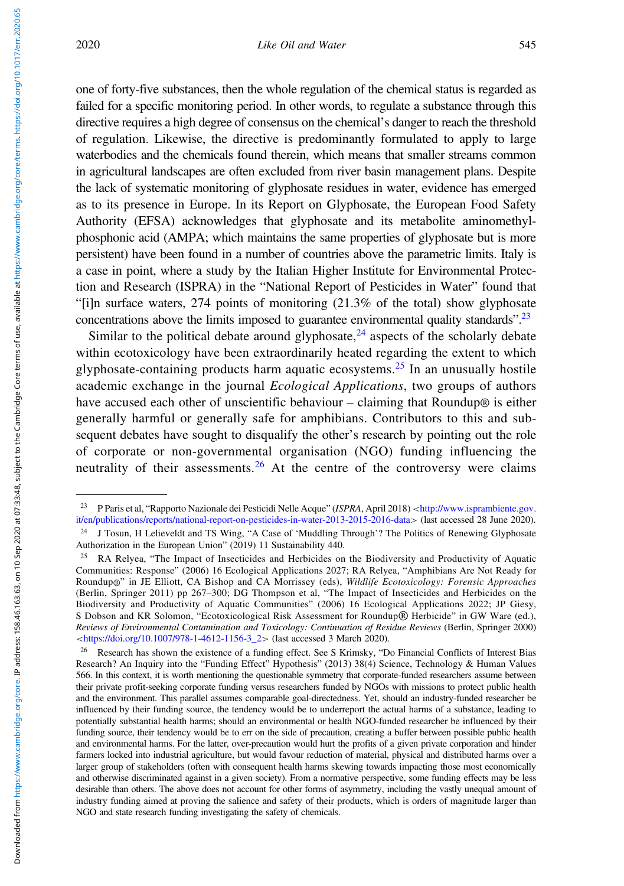one of forty-five substances, then the whole regulation of the chemical status is regarded as failed for a specific monitoring period. In other words, to regulate a substance through this directive requires a high degree of consensus on the chemical's danger to reach the threshold of regulation. Likewise, the directive is predominantly formulated to apply to large waterbodies and the chemicals found therein, which means that smaller streams common in agricultural landscapes are often excluded from river basin management plans. Despite the lack of systematic monitoring of glyphosate residues in water, evidence has emerged as to its presence in Europe. In its Report on Glyphosate, the European Food Safety Authority (EFSA) acknowledges that glyphosate and its metabolite aminomethyl-phosphonic acid (AMPA; which maintains the same properties of glyphosate but is more persistent) have been found in a number of countries above the parametric limits. Italy is a case in point, where a study by the Italian Higher Institute for Environmental Protection and Research (ISPRA) in the "National Report of Pesticides in Water" found that "[i]n surface waters, 274 points of monitoring (21.3% of the total) show glyphosate concentrations above the limits imposed to guarantee environmental quality standards".[23]

Similar to the political debate around glyphosate,[24] aspects of the scholarly debate within ecotoxicology have been extraordinarily heated regarding the extent to which glyphosate-containing products harm aquatic ecosystems.[25] In an unusually hostile academic exchange in the journal *Ecological Applications*, two groups of authors have accused each other of unscientific behaviour – claiming that Roundup® is either generally harmful or generally safe for amphibians. Contributors to this and subsequent debates have sought to disqualify the other's research by pointing out the role of corporate or non-governmental organisation (NGO) funding influencing the neutrality of their assessments.[26] At the centre of the controversy were claims

---

[23] P Paris et al, "Rapporto Nazionale dei Pesticidi Nelle Acque" (*ISPRA*, April 2018) <http://www.isprambiente.gov.it/en/publications/reports/national-report-on-pesticides-in-water-2013-2015-2016-data> (last accessed 28 June 2020).

[24] J Tosun, H Lelieveldt and TS Wing, "A Case of 'Muddling Through'? The Politics of Renewing Glyphosate Authorization in the European Union" (2019) 11 Sustainability 440.

[25] RA Relyea, "The Impact of Insecticides and Herbicides on the Biodiversity and Productivity of Aquatic Communities: Response" (2006) 16 Ecological Applications 2027; RA Relyea, "Amphibians Are Not Ready for Roundup®" in JE Elliott, CA Bishop and CA Morrissey (eds), *Wildlife Ecotoxicology: Forensic Approaches* (Berlin, Springer 2011) pp 267–300; DG Thompson et al, "The Impact of Insecticides and Herbicides on the Biodiversity and Productivity of Aquatic Communities" (2006) 16 Ecological Applications 2022; JP Giesy, S Dobson and KR Solomon, "Ecotoxicological Risk Assessment for Roundup® Herbicide" in GW Ware (ed.), *Reviews of Environmental Contamination and Toxicology: Continuation of Residue Reviews* (Berlin, Springer 2000) <https://doi.org/10.1007/978-1-4612-1156-3_2> (last accessed 3 March 2020).

[26] Research has shown the existence of a funding effect. See S Krimsky, "Do Financial Conflicts of Interest Bias Research? An Inquiry into the "Funding Effect" Hypothesis" (2013) 38(4) Science, Technology & Human Values 566. In this context, it is worth mentioning the questionable symmetry that corporate-funded researchers assume between their private profit-seeking corporate funding versus researchers funded by NGOs with missions to protect public health and the environment. This parallel assumes comparable goal-directedness. Yet, should an industry-funded researcher be influenced by their funding source, the tendency would be to underreport the actual harms of a substance, leading to potentially substantial health harms; should an environmental or health NGO-funded researcher be influenced by their funding source, their tendency would be to err on the side of precaution, creating a buffer between possible public health and environmental harms. For the latter, over-precaution would hurt the profits of a given private corporation and hinder farmers locked into industrial agriculture, but would favour reduction of material, physical and distributed harms over a larger group of stakeholders (often with consequent health harms skewing towards impacting those most economically and otherwise discriminated against in a given society). From a normative perspective, some funding effects may be less desirable than others. The above does not account for other forms of asymmetry, including the vastly unequal amount of industry funding aimed at proving the salience and safety of their products, which is orders of magnitude larger than NGO and state research funding investigating the safety of chemicals.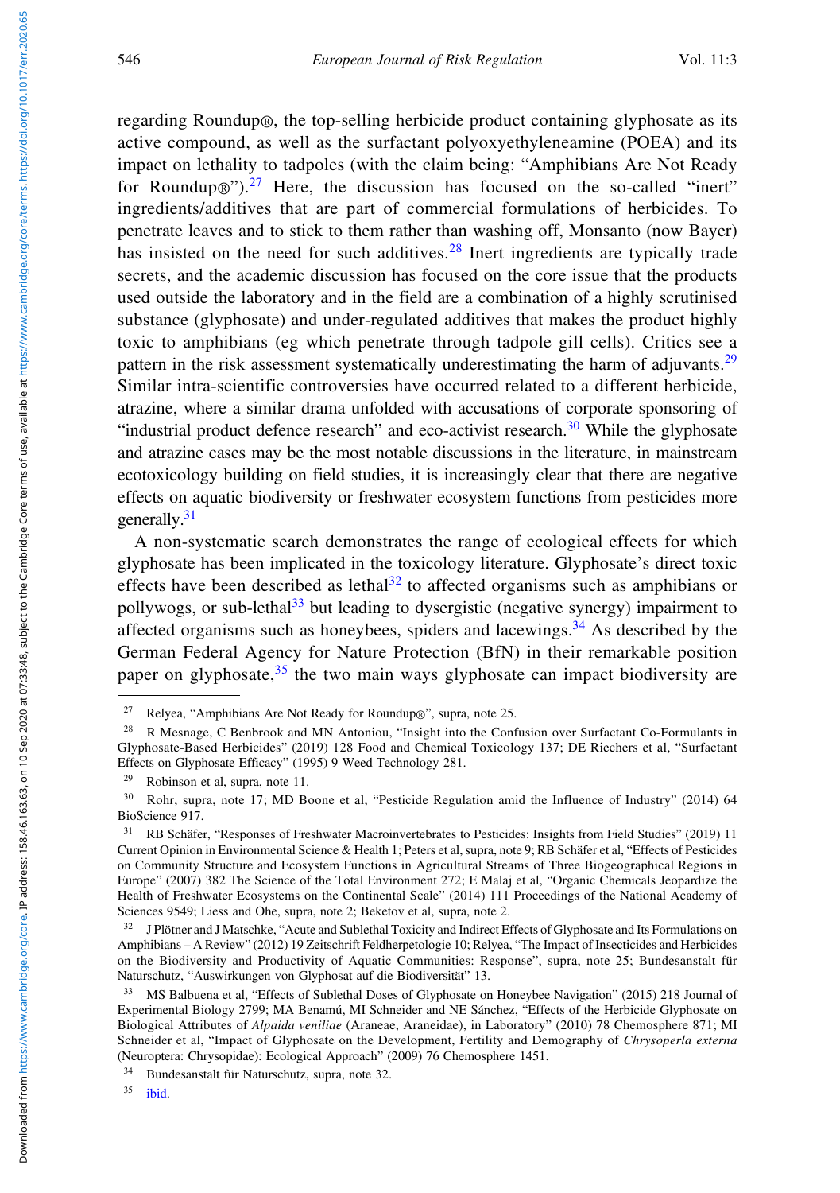regarding Roundup®, the top-selling herbicide product containing glyphosate as its active compound, as well as the surfactant polyoxyethyleneamine (POEA) and its impact on lethality to tadpoles (with the claim being: "Amphibians Are Not Ready for Roundup®").[27] Here, the discussion has focused on the so-called "inert" ingredients/additives that are part of commercial formulations of herbicides. To penetrate leaves and to stick to them rather than washing off, Monsanto (now Bayer) has insisted on the need for such additives.[28] Inert ingredients are typically trade secrets, and the academic discussion has focused on the core issue that the products used outside the laboratory and in the field are a combination of a highly scrutinised substance (glyphosate) and under-regulated additives that makes the product highly toxic to amphibians (eg which penetrate through tadpole gill cells). Critics see a pattern in the risk assessment systematically underestimating the harm of adjuvants.[29] Similar intra-scientific controversies have occurred related to a different herbicide, atrazine, where a similar drama unfolded with accusations of corporate sponsoring of "industrial product defence research" and eco-activist research.[30] While the glyphosate and atrazine cases may be the most notable discussions in the literature, in mainstream ecotoxicology building on field studies, it is increasingly clear that there are negative effects on aquatic biodiversity or freshwater ecosystem functions from pesticides more generally.[31]

A non-systematic search demonstrates the range of ecological effects for which glyphosate has been implicated in the toxicology literature. Glyphosate's direct toxic effects have been described as lethal[32] to affected organisms such as amphibians or pollywogs, or sub-lethal[33] but leading to dysergistic (negative synergy) impairment to affected organisms such as honeybees, spiders and lacewings.[34] As described by the German Federal Agency for Nature Protection (BfN) in their remarkable position paper on glyphosate,[35] the two main ways glyphosate can impact biodiversity are

---

[27] Relyea, "Amphibians Are Not Ready for Roundup®", supra, note 25.

[28] R Mesnage, C Benbrook and MN Antoniou, "Insight into the Confusion over Surfactant Co-Formulants in Glyphosate-Based Herbicides" (2019) 128 Food and Chemical Toxicology 137; DE Riechers et al, "Surfactant Effects on Glyphosate Efficacy" (1995) 9 Weed Technology 281.

[29] Robinson et al, supra, note 11.

[30] Rohr, supra, note 17; MD Boone et al, "Pesticide Regulation amid the Influence of Industry" (2014) 64 BioScience 917.

[31] RB Schäfer, "Responses of Freshwater Macroinvertebrates to Pesticides: Insights from Field Studies" (2019) 11 Current Opinion in Environmental Science & Health 1; Peters et al, supra, note 9; RB Schäfer et al, "Effects of Pesticides on Community Structure and Ecosystem Functions in Agricultural Streams of Three Biogeographical Regions in Europe" (2007) 382 The Science of the Total Environment 272; E Malaj et al, "Organic Chemicals Jeopardize the Health of Freshwater Ecosystems on the Continental Scale" (2014) 111 Proceedings of the National Academy of Sciences 9549; Liess and Ohe, supra, note 2; Beketov et al, supra, note 2.

[32] J Plötner and J Matschke, "Acute and Sublethal Toxicity and Indirect Effects of Glyphosate and Its Formulations on Amphibians – A Review" (2012) 19 Zeitschrift Feldherpetologie 10; Relyea, "The Impact of Insecticides and Herbicides on the Biodiversity and Productivity of Aquatic Communities: Response", supra, note 25; Bundesanstalt für Naturschutz, "Auswirkungen von Glyphosat auf die Biodiversität" 13.

[33] MS Balbuena et al, "Effects of Sublethal Doses of Glyphosate on Honeybee Navigation" (2015) 218 Journal of Experimental Biology 2799; MA Benamú, MI Schneider and NE Sánchez, "Effects of the Herbicide Glyphosate on Biological Attributes of *Alpaida veniliae* (Araneae, Araneidae), in Laboratory" (2010) 78 Chemosphere 871; MI Schneider et al, "Impact of Glyphosate on the Development, Fertility and Demography of *Chrysoperla externa* (Neuroptera: Chrysopidae): Ecological Approach" (2009) 76 Chemosphere 1451.

[34] Bundesanstalt für Naturschutz, supra, note 32.

[35] ibid.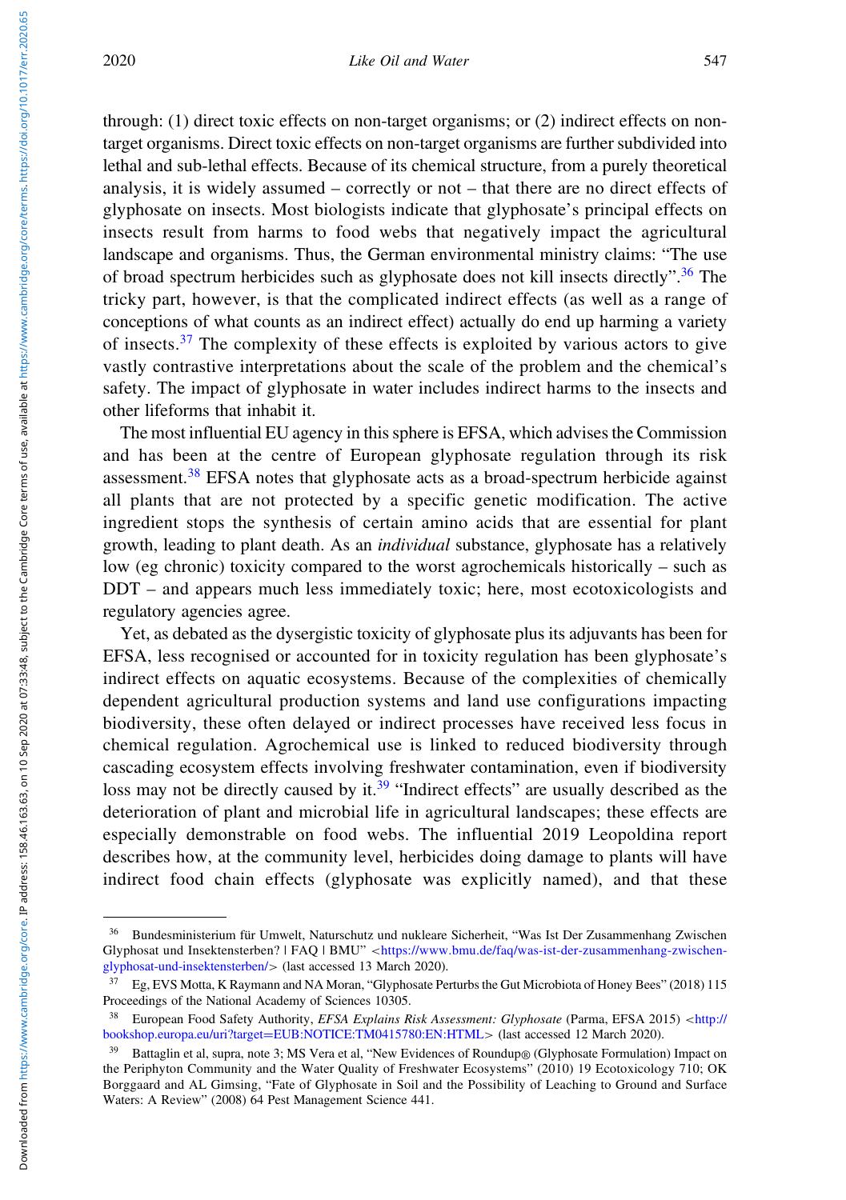through: (1) direct toxic effects on non-target organisms; or (2) indirect effects on non-target organisms. Direct toxic effects on non-target organisms are further subdivided into lethal and sub-lethal effects. Because of its chemical structure, from a purely theoretical analysis, it is widely assumed – correctly or not – that there are no direct effects of glyphosate on insects. Most biologists indicate that glyphosate's principal effects on insects result from harms to food webs that negatively impact the agricultural landscape and organisms. Thus, the German environmental ministry claims: "The use of broad spectrum herbicides such as glyphosate does not kill insects directly".[36] The tricky part, however, is that the complicated indirect effects (as well as a range of conceptions of what counts as an indirect effect) actually do end up harming a variety of insects.[37] The complexity of these effects is exploited by various actors to give vastly contrastive interpretations about the scale of the problem and the chemical's safety. The impact of glyphosate in water includes indirect harms to the insects and other lifeforms that inhabit it.

The most influential EU agency in this sphere is EFSA, which advises the Commission and has been at the centre of European glyphosate regulation through its risk assessment.[38] EFSA notes that glyphosate acts as a broad-spectrum herbicide against all plants that are not protected by a specific genetic modification. The active ingredient stops the synthesis of certain amino acids that are essential for plant growth, leading to plant death. As an *individual* substance, glyphosate has a relatively low (eg chronic) toxicity compared to the worst agrochemicals historically – such as DDT – and appears much less immediately toxic; here, most ecotoxicologists and regulatory agencies agree.

Yet, as debated as the dysergistic toxicity of glyphosate plus its adjuvants has been for EFSA, less recognised or accounted for in toxicity regulation has been glyphosate's indirect effects on aquatic ecosystems. Because of the complexities of chemically dependent agricultural production systems and land use configurations impacting biodiversity, these often delayed or indirect processes have received less focus in chemical regulation. Agrochemical use is linked to reduced biodiversity through cascading ecosystem effects involving freshwater contamination, even if biodiversity loss may not be directly caused by it.[39] "Indirect effects" are usually described as the deterioration of plant and microbial life in agricultural landscapes; these effects are especially demonstrable on food webs. The influential 2019 Leopoldina report describes how, at the community level, herbicides doing damage to plants will have indirect food chain effects (glyphosate was explicitly named), and that these

---

[36] Bundesministerium für Umwelt, Naturschutz und nukleare Sicherheit, "Was Ist Der Zusammenhang Zwischen Glyphosat und Insektensterben? | FAQ | BMU" <https://www.bmu.de/faq/was-ist-der-zusammenhang-zwischen-glyphosat-und-insektensterben/> (last accessed 13 March 2020).

[37] Eg, EVS Motta, K Raymann and NA Moran, "Glyphosate Perturbs the Gut Microbiota of Honey Bees" (2018) 115 Proceedings of the National Academy of Sciences 10305.

[38] European Food Safety Authority, *EFSA Explains Risk Assessment: Glyphosate* (Parma, EFSA 2015) <http://bookshop.europa.eu/uri?target=EUB:NOTICE:TM0415780:EN:HTML> (last accessed 12 March 2020).

[39] Battaglin et al, supra, note 3; MS Vera et al, "New Evidences of Roundup® (Glyphosate Formulation) Impact on the Periphyton Community and the Water Quality of Freshwater Ecosystems" (2010) 19 Ecotoxicology 710; OK Borggaard and AL Gimsing, "Fate of Glyphosate in Soil and the Possibility of Leaching to Ground and Surface Waters: A Review" (2008) 64 Pest Management Science 441.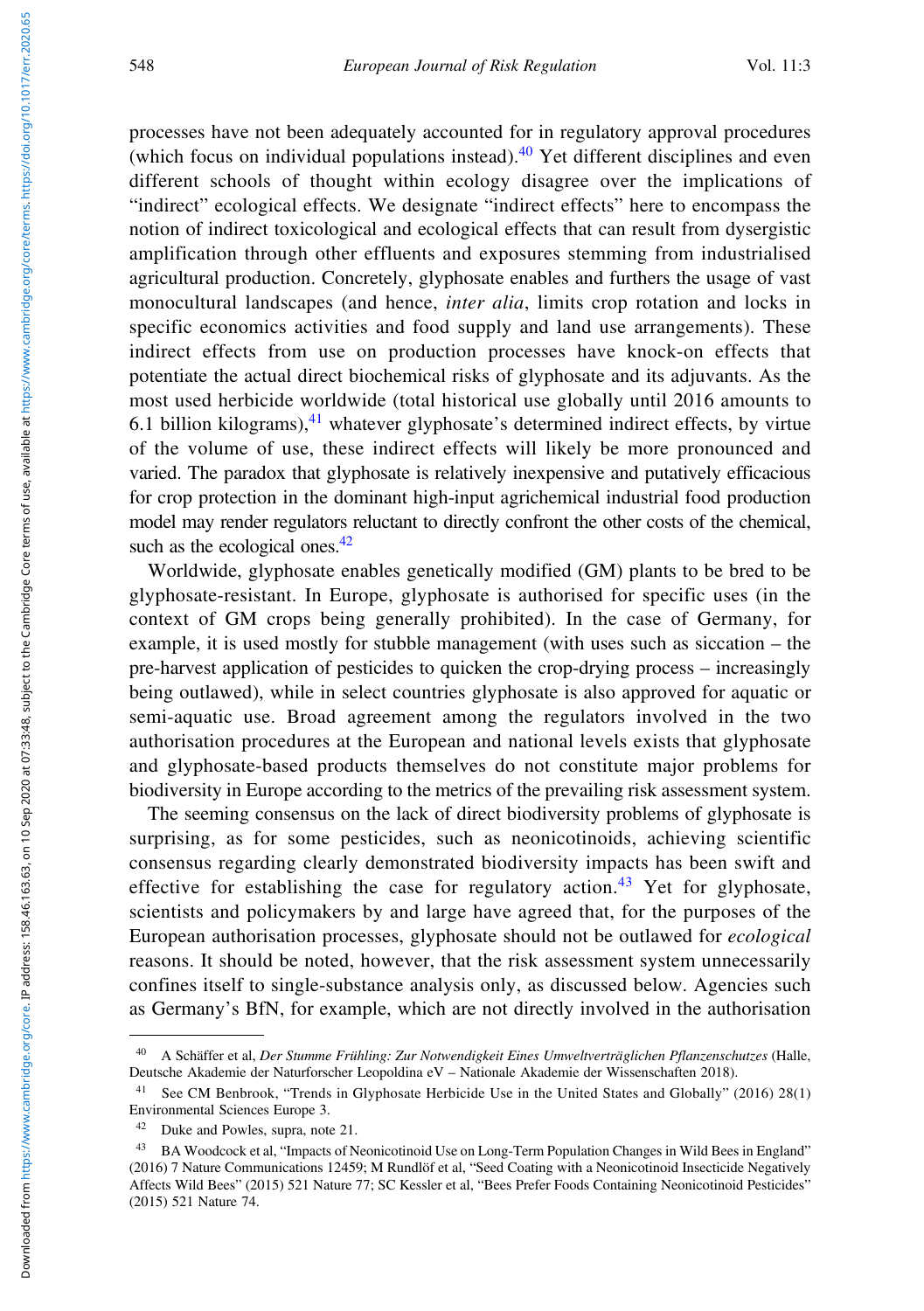processes have not been adequately accounted for in regulatory approval procedures (which focus on individual populations instead).[40] Yet different disciplines and even different schools of thought within ecology disagree over the implications of "indirect" ecological effects. We designate "indirect effects" here to encompass the notion of indirect toxicological and ecological effects that can result from dysergistic amplification through other effluents and exposures stemming from industrialised agricultural production. Concretely, glyphosate enables and furthers the usage of vast monocultural landscapes (and hence, *inter alia*, limits crop rotation and locks in specific economics activities and food supply and land use arrangements). These indirect effects from use on production processes have knock-on effects that potentiate the actual direct biochemical risks of glyphosate and its adjuvants. As the most used herbicide worldwide (total historical use globally until 2016 amounts to 6.1 billion kilograms),[41] whatever glyphosate's determined indirect effects, by virtue of the volume of use, these indirect effects will likely be more pronounced and varied. The paradox that glyphosate is relatively inexpensive and putatively efficacious for crop protection in the dominant high-input agrichemical industrial food production model may render regulators reluctant to directly confront the other costs of the chemical, such as the ecological ones.[42]

Worldwide, glyphosate enables genetically modified (GM) plants to be bred to be glyphosate-resistant. In Europe, glyphosate is authorised for specific uses (in the context of GM crops being generally prohibited). In the case of Germany, for example, it is used mostly for stubble management (with uses such as siccation – the pre-harvest application of pesticides to quicken the crop-drying process – increasingly being outlawed), while in select countries glyphosate is also approved for aquatic or semi-aquatic use. Broad agreement among the regulators involved in the two authorisation procedures at the European and national levels exists that glyphosate and glyphosate-based products themselves do not constitute major problems for biodiversity in Europe according to the metrics of the prevailing risk assessment system.

The seeming consensus on the lack of direct biodiversity problems of glyphosate is surprising, as for some pesticides, such as neonicotinoids, achieving scientific consensus regarding clearly demonstrated biodiversity impacts has been swift and effective for establishing the case for regulatory action.[43] Yet for glyphosate, scientists and policymakers by and large have agreed that, for the purposes of the European authorisation processes, glyphosate should not be outlawed for *ecological* reasons. It should be noted, however, that the risk assessment system unnecessarily confines itself to single-substance analysis only, as discussed below. Agencies such as Germany's BfN, for example, which are not directly involved in the authorisation

---

[40] A Schäffer et al, *Der Stumme Frühling: Zur Notwendigkeit Eines Umweltverträglichen Pflanzenschutzes* (Halle, Deutsche Akademie der Naturforscher Leopoldina eV – Nationale Akademie der Wissenschaften 2018).

[41] See CM Benbrook, "Trends in Glyphosate Herbicide Use in the United States and Globally" (2016) 28(1) Environmental Sciences Europe 3.

[42] Duke and Powles, supra, note 21.

[43] BA Woodcock et al, "Impacts of Neonicotinoid Use on Long-Term Population Changes in Wild Bees in England" (2016) 7 Nature Communications 12459; M Rundlöf et al, "Seed Coating with a Neonicotinoid Insecticide Negatively Affects Wild Bees" (2015) 521 Nature 77; SC Kessler et al, "Bees Prefer Foods Containing Neonicotinoid Pesticides" (2015) 521 Nature 74.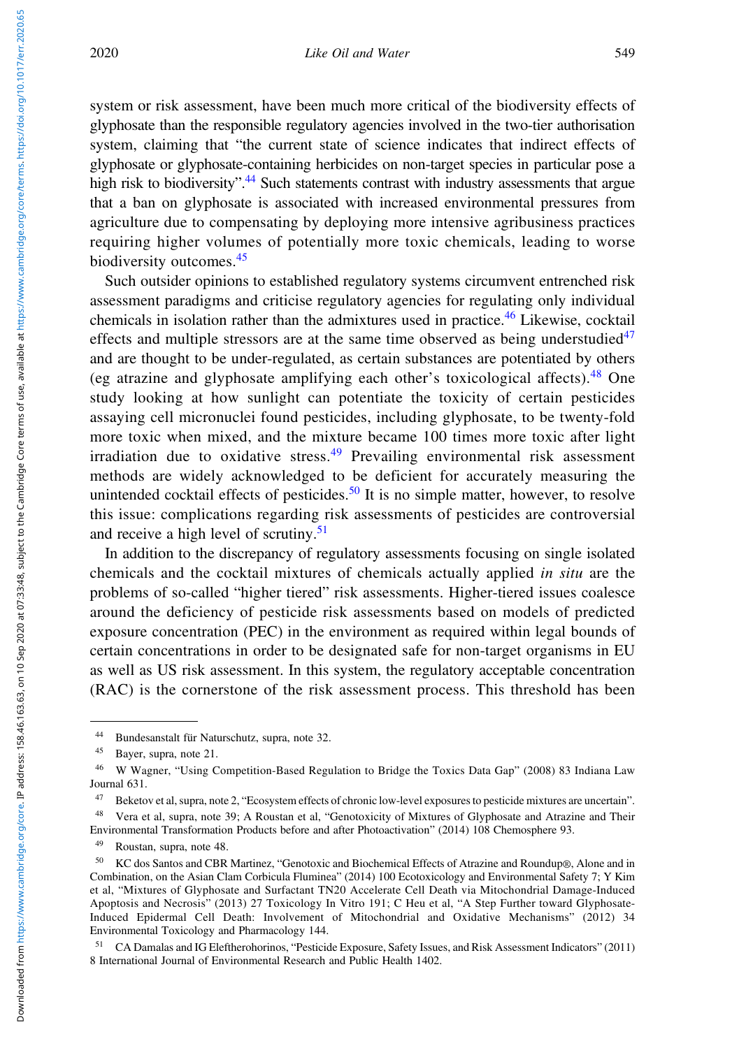system or risk assessment, have been much more critical of the biodiversity effects of glyphosate than the responsible regulatory agencies involved in the two-tier authorisation system, claiming that "the current state of science indicates that indirect effects of glyphosate or glyphosate-containing herbicides on non-target species in particular pose a high risk to biodiversity".[44] Such statements contrast with industry assessments that argue that a ban on glyphosate is associated with increased environmental pressures from agriculture due to compensating by deploying more intensive agribusiness practices requiring higher volumes of potentially more toxic chemicals, leading to worse biodiversity outcomes.[45]

Such outsider opinions to established regulatory systems circumvent entrenched risk assessment paradigms and criticise regulatory agencies for regulating only individual chemicals in isolation rather than the admixtures used in practice.[46] Likewise, cocktail effects and multiple stressors are at the same time observed as being understudied[47] and are thought to be under-regulated, as certain substances are potentiated by others (eg atrazine and glyphosate amplifying each other's toxicological affects).[48] One study looking at how sunlight can potentiate the toxicity of certain pesticides assaying cell micronuclei found pesticides, including glyphosate, to be twenty-fold more toxic when mixed, and the mixture became 100 times more toxic after light irradiation due to oxidative stress.[49] Prevailing environmental risk assessment methods are widely acknowledged to be deficient for accurately measuring the unintended cocktail effects of pesticides.[50] It is no simple matter, however, to resolve this issue: complications regarding risk assessments of pesticides are controversial and receive a high level of scrutiny.[51]

In addition to the discrepancy of regulatory assessments focusing on single isolated chemicals and the cocktail mixtures of chemicals actually applied *in situ* are the problems of so-called "higher tiered" risk assessments. Higher-tiered issues coalesce around the deficiency of pesticide risk assessments based on models of predicted exposure concentration (PEC) in the environment as required within legal bounds of certain concentrations in order to be designated safe for non-target organisms in EU as well as US risk assessment. In this system, the regulatory acceptable concentration (RAC) is the cornerstone of the risk assessment process. This threshold has been

---

[44] Bundesanstalt für Naturschutz, supra, note 32.

[45] Bayer, supra, note 21.

[46] W Wagner, "Using Competition-Based Regulation to Bridge the Toxics Data Gap" (2008) 83 Indiana Law Journal 631.

[47] Beketov et al, supra, note 2, "Ecosystem effects of chronic low-level exposures to pesticide mixtures are uncertain".

[48] Vera et al, supra, note 39; A Roustan et al, "Genotoxicity of Mixtures of Glyphosate and Atrazine and Their Environmental Transformation Products before and after Photoactivation" (2014) 108 Chemosphere 93.

[49] Roustan, supra, note 48.

[50] KC dos Santos and CBR Martinez, "Genotoxic and Biochemical Effects of Atrazine and Roundup®, Alone and in Combination, on the Asian Clam Corbicula Fluminea" (2014) 100 Ecotoxicology and Environmental Safety 7; Y Kim et al, "Mixtures of Glyphosate and Surfactant TN20 Accelerate Cell Death via Mitochondrial Damage-Induced Apoptosis and Necrosis" (2013) 27 Toxicology In Vitro 191; C Heu et al, "A Step Further toward Glyphosate-Induced Epidermal Cell Death: Involvement of Mitochondrial and Oxidative Mechanisms" (2012) 34 Environmental Toxicology and Pharmacology 144.

[51] CA Damalas and IG Eleftherohorinos, "Pesticide Exposure, Safety Issues, and Risk Assessment Indicators" (2011) 8 International Journal of Environmental Research and Public Health 1402.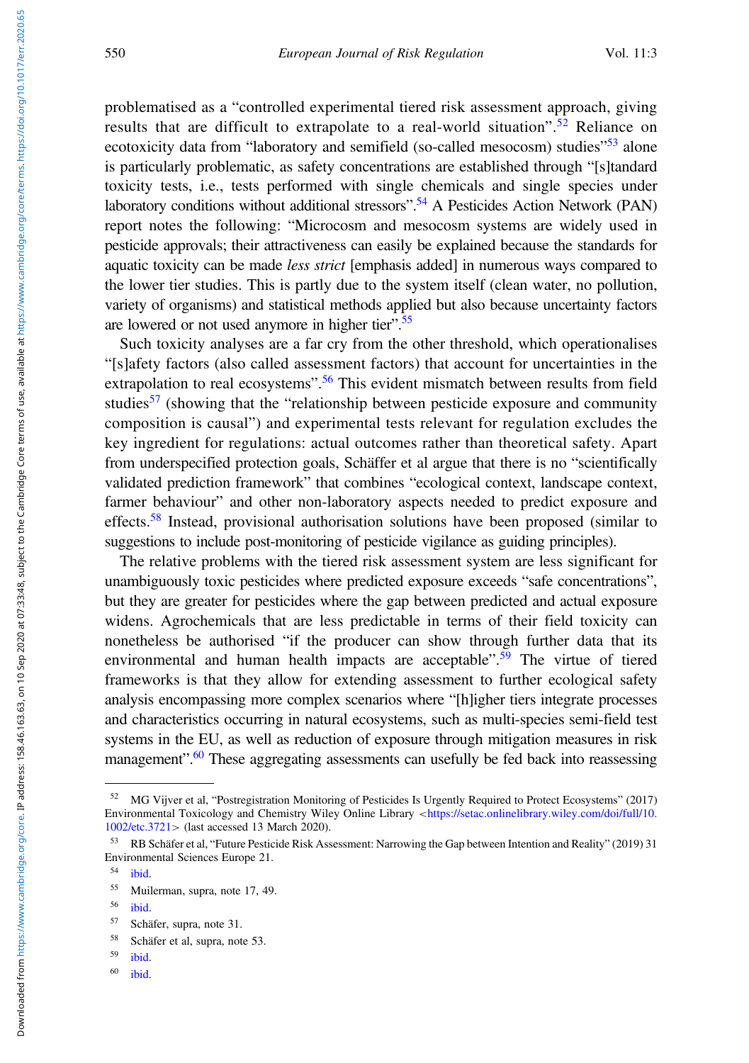problematised as a "controlled experimental tiered risk assessment approach, giving results that are difficult to extrapolate to a real-world situation".[52] Reliance on ecotoxicity data from "laboratory and semifield (so-called mesocosm) studies"[53] alone is particularly problematic, as safety concentrations are established through "[s]tandard toxicity tests, i.e., tests performed with single chemicals and single species under laboratory conditions without additional stressors".[54] A Pesticides Action Network (PAN) report notes the following: "Microcosm and mesocosm systems are widely used in pesticide approvals; their attractiveness can easily be explained because the standards for aquatic toxicity can be made *less strict* [emphasis added] in numerous ways compared to the lower tier studies. This is partly due to the system itself (clean water, no pollution, variety of organisms) and statistical methods applied but also because uncertainty factors are lowered or not used anymore in higher tier".[55]

Such toxicity analyses are a far cry from the other threshold, which operationalises "[s]afety factors (also called assessment factors) that account for uncertainties in the extrapolation to real ecosystems".[56] This evident mismatch between results from field studies[57] (showing that the "relationship between pesticide exposure and community composition is causal") and experimental tests relevant for regulation excludes the key ingredient for regulations: actual outcomes rather than theoretical safety. Apart from underspecified protection goals, Schäffer et al argue that there is no "scientifically validated prediction framework" that combines "ecological context, landscape context, farmer behaviour" and other non-laboratory aspects needed to predict exposure and effects.[58] Instead, provisional authorisation solutions have been proposed (similar to suggestions to include post-monitoring of pesticide vigilance as guiding principles).

The relative problems with the tiered risk assessment system are less significant for unambiguously toxic pesticides where predicted exposure exceeds "safe concentrations", but they are greater for pesticides where the gap between predicted and actual exposure widens. Agrochemicals that are less predictable in terms of their field toxicity can nonetheless be authorised "if the producer can show through further data that its environmental and human health impacts are acceptable".[59] The virtue of tiered frameworks is that they allow for extending assessment to further ecological safety analysis encompassing more complex scenarios where "[h]igher tiers integrate processes and characteristics occurring in natural ecosystems, such as multi-species semi-field test systems in the EU, as well as reduction of exposure through mitigation measures in risk management".[60] These aggregating assessments can usefully be fed back into reassessing

---

[52] MG Vijver et al, "Postregistration Monitoring of Pesticides Is Urgently Required to Protect Ecosystems" (2017) Environmental Toxicology and Chemistry Wiley Online Library <https://setac.onlinelibrary.wiley.com/doi/full/10.1002/etc.3721> (last accessed 13 March 2020).

[53] RB Schäfer et al, "Future Pesticide Risk Assessment: Narrowing the Gap between Intention and Reality" (2019) 31 Environmental Sciences Europe 21.

[54] ibid.

[55] Muilerman, supra, note 17, 49.

[56] ibid.

[57] Schäfer, supra, note 31.

[58] Schäfer et al, supra, note 53.

[59] ibid.

[60] ibid.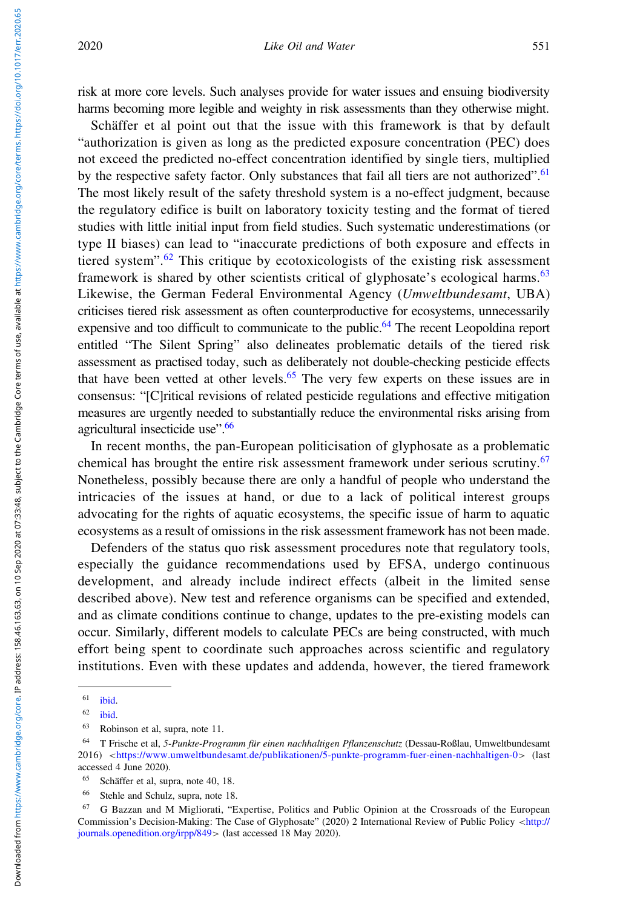risk at more core levels. Such analyses provide for water issues and ensuing biodiversity harms becoming more legible and weighty in risk assessments than they otherwise might.

Schäffer et al point out that the issue with this framework is that by default "authorization is given as long as the predicted exposure concentration (PEC) does not exceed the predicted no-effect concentration identified by single tiers, multiplied by the respective safety factor. Only substances that fail all tiers are not authorized".[61] The most likely result of the safety threshold system is a no-effect judgment, because the regulatory edifice is built on laboratory toxicity testing and the format of tiered studies with little initial input from field studies. Such systematic underestimations (or type II biases) can lead to "inaccurate predictions of both exposure and effects in tiered system".[62] This critique by ecotoxicologists of the existing risk assessment framework is shared by other scientists critical of glyphosate's ecological harms.[63] Likewise, the German Federal Environmental Agency (*Umweltbundesamt*, UBA) criticises tiered risk assessment as often counterproductive for ecosystems, unnecessarily expensive and too difficult to communicate to the public.[64] The recent Leopoldina report entitled "The Silent Spring" also delineates problematic details of the tiered risk assessment as practised today, such as deliberately not double-checking pesticide effects that have been vetted at other levels.[65] The very few experts on these issues are in consensus: "[C]ritical revisions of related pesticide regulations and effective mitigation measures are urgently needed to substantially reduce the environmental risks arising from agricultural insecticide use".[66]

In recent months, the pan-European politicisation of glyphosate as a problematic chemical has brought the entire risk assessment framework under serious scrutiny.[67] Nonetheless, possibly because there are only a handful of people who understand the intricacies of the issues at hand, or due to a lack of political interest groups advocating for the rights of aquatic ecosystems, the specific issue of harm to aquatic ecosystems as a result of omissions in the risk assessment framework has not been made.

Defenders of the status quo risk assessment procedures note that regulatory tools, especially the guidance recommendations used by EFSA, undergo continuous development, and already include indirect effects (albeit in the limited sense described above). New test and reference organisms can be specified and extended, and as climate conditions continue to change, updates to the pre-existing models can occur. Similarly, different models to calculate PECs are being constructed, with much effort being spent to coordinate such approaches across scientific and regulatory institutions. Even with these updates and addenda, however, the tiered framework

---

[61] ibid.

[62] ibid.

[63] Robinson et al, supra, note 11.

[64] T Frische et al, *5-Punkte-Programm für einen nachhaltigen Pflanzenschutz* (Dessau-Roßlau, Umweltbundesamt 2016) <https://www.umweltbundesamt.de/publikationen/5-punkte-programm-fuer-einen-nachhaltigen-0> (last accessed 4 June 2020).

[65] Schäffer et al, supra, note 40, 18.

[66] Stehle and Schulz, supra, note 18.

[67] G Bazzan and M Migliorati, "Expertise, Politics and Public Opinion at the Crossroads of the European Commission's Decision-Making: The Case of Glyphosate" (2020) 2 International Review of Public Policy <http://journals.openedition.org/irpp/849> (last accessed 18 May 2020).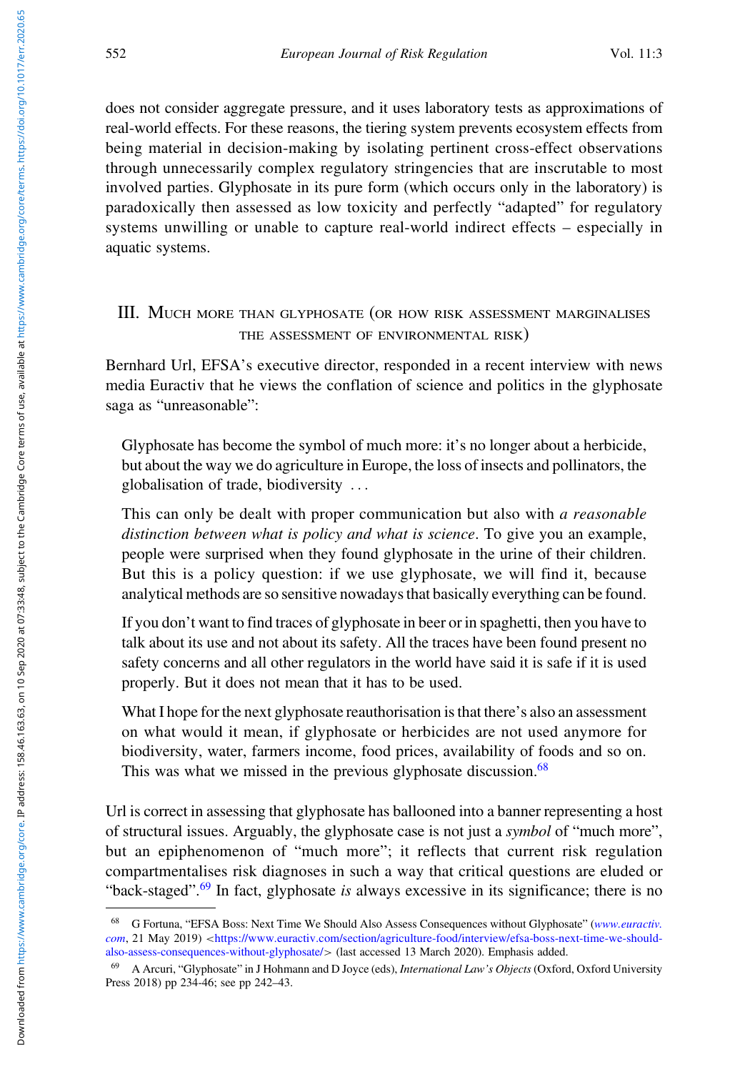does not consider aggregate pressure, and it uses laboratory tests as approximations of real-world effects. For these reasons, the tiering system prevents ecosystem effects from being material in decision-making by isolating pertinent cross-effect observations through unnecessarily complex regulatory stringencies that are inscrutable to most involved parties. Glyphosate in its pure form (which occurs only in the laboratory) is paradoxically then assessed as low toxicity and perfectly "adapted" for regulatory systems unwilling or unable to capture real-world indirect effects – especially in aquatic systems.

## III. Much more than glyphosate (or how risk assessment marginalises the assessment of environmental risk)

Bernhard Url, EFSA's executive director, responded in a recent interview with news media Euractiv that he views the conflation of science and politics in the glyphosate saga as "unreasonable":

> Glyphosate has become the symbol of much more: it's no longer about a herbicide, but about the way we do agriculture in Europe, the loss of insects and pollinators, the globalisation of trade, biodiversity …
>
> This can only be dealt with proper communication but also with *a reasonable distinction between what is policy and what is science*. To give you an example, people were surprised when they found glyphosate in the urine of their children. But this is a policy question: if we use glyphosate, we will find it, because analytical methods are so sensitive nowadays that basically everything can be found.
>
> If you don't want to find traces of glyphosate in beer or in spaghetti, then you have to talk about its use and not about its safety. All the traces have been found present no safety concerns and all other regulators in the world have said it is safe if it is used properly. But it does not mean that it has to be used.
>
> What I hope for the next glyphosate reauthorisation is that there's also an assessment on what would it mean, if glyphosate or herbicides are not used anymore for biodiversity, water, farmers income, food prices, availability of foods and so on. This was what we missed in the previous glyphosate discussion.[68]

Url is correct in assessing that glyphosate has ballooned into a banner representing a host of structural issues. Arguably, the glyphosate case is not just a *symbol* of "much more", but an epiphenomenon of "much more"; it reflects that current risk regulation compartmentalises risk diagnoses in such a way that critical questions are eluded or "back-staged".[69] In fact, glyphosate *is* always excessive in its significance; there is no

---

[68] G Fortuna, "EFSA Boss: Next Time We Should Also Assess Consequences without Glyphosate" (*www.euractiv.com*, 21 May 2019) <https://www.euractiv.com/section/agriculture-food/interview/efsa-boss-next-time-we-should-also-assess-consequences-without-glyphosate/> (last accessed 13 March 2020). Emphasis added.

[69] A Arcuri, "Glyphosate" in J Hohmann and D Joyce (eds), *International Law's Objects* (Oxford, Oxford University Press 2018) pp 234-46; see pp 242–43.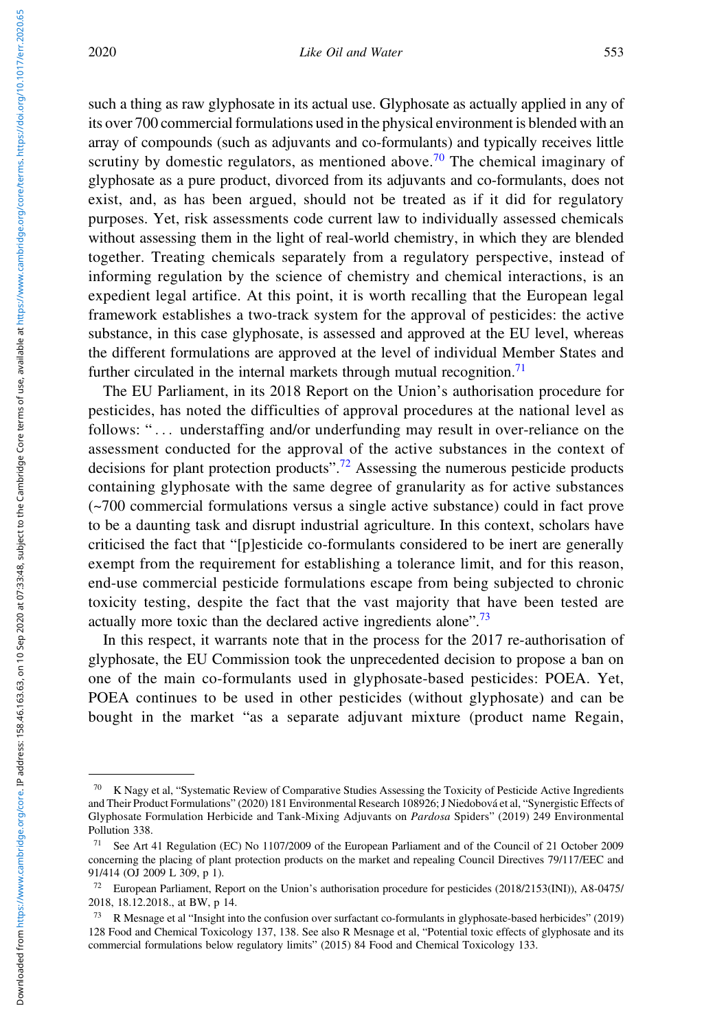such a thing as raw glyphosate in its actual use. Glyphosate as actually applied in any of its over 700 commercial formulations used in the physical environment is blended with an array of compounds (such as adjuvants and co-formulants) and typically receives little scrutiny by domestic regulators, as mentioned above.[70] The chemical imaginary of glyphosate as a pure product, divorced from its adjuvants and co-formulants, does not exist, and, as has been argued, should not be treated as if it did for regulatory purposes. Yet, risk assessments code current law to individually assessed chemicals without assessing them in the light of real-world chemistry, in which they are blended together. Treating chemicals separately from a regulatory perspective, instead of informing regulation by the science of chemistry and chemical interactions, is an expedient legal artifice. At this point, it is worth recalling that the European legal framework establishes a two-track system for the approval of pesticides: the active substance, in this case glyphosate, is assessed and approved at the EU level, whereas the different formulations are approved at the level of individual Member States and further circulated in the internal markets through mutual recognition.[71]

The EU Parliament, in its 2018 Report on the Union's authorisation procedure for pesticides, has noted the difficulties of approval procedures at the national level as follows: "… understaffing and/or underfunding may result in over-reliance on the assessment conducted for the approval of the active substances in the context of decisions for plant protection products".[72] Assessing the numerous pesticide products containing glyphosate with the same degree of granularity as for active substances (~700 commercial formulations versus a single active substance) could in fact prove to be a daunting task and disrupt industrial agriculture. In this context, scholars have criticised the fact that "[p]esticide co-formulants considered to be inert are generally exempt from the requirement for establishing a tolerance limit, and for this reason, end-use commercial pesticide formulations escape from being subjected to chronic toxicity testing, despite the fact that the vast majority that have been tested are actually more toxic than the declared active ingredients alone".[73]

In this respect, it warrants note that in the process for the 2017 re-authorisation of glyphosate, the EU Commission took the unprecedented decision to propose a ban on one of the main co-formulants used in glyphosate-based pesticides: POEA. Yet, POEA continues to be used in other pesticides (without glyphosate) and can be bought in the market "as a separate adjuvant mixture (product name Regain,

---

[70] K Nagy et al, "Systematic Review of Comparative Studies Assessing the Toxicity of Pesticide Active Ingredients and Their Product Formulations" (2020) 181 Environmental Research 108926; J Niedobová et al, "Synergistic Effects of Glyphosate Formulation Herbicide and Tank-Mixing Adjuvants on *Pardosa* Spiders" (2019) 249 Environmental Pollution 338.

[71] See Art 41 Regulation (EC) No 1107/2009 of the European Parliament and of the Council of 21 October 2009 concerning the placing of plant protection products on the market and repealing Council Directives 79/117/EEC and 91/414 (OJ 2009 L 309, p 1).

[72] European Parliament, Report on the Union's authorisation procedure for pesticides (2018/2153(INI)), A8-0475/2018, 18.12.2018., at BW, p 14.

[73] R Mesnage et al "Insight into the confusion over surfactant co-formulants in glyphosate-based herbicides" (2019) 128 Food and Chemical Toxicology 137, 138. See also R Mesnage et al, "Potential toxic effects of glyphosate and its commercial formulations below regulatory limits" (2015) 84 Food and Chemical Toxicology 133.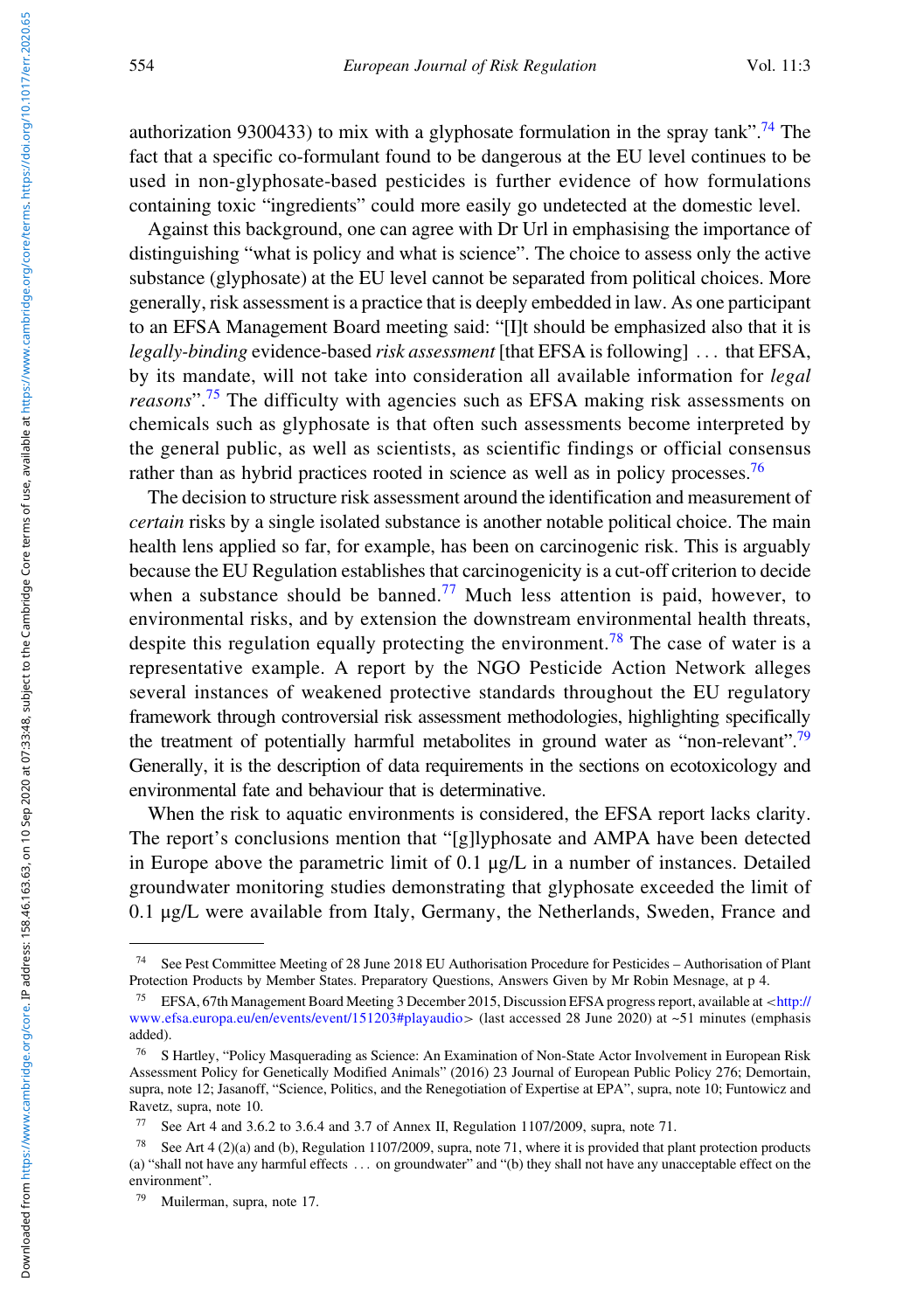authorization 9300433) to mix with a glyphosate formulation in the spray tank".[74] The fact that a specific co-formulant found to be dangerous at the EU level continues to be used in non-glyphosate-based pesticides is further evidence of how formulations containing toxic "ingredients" could more easily go undetected at the domestic level.

Against this background, one can agree with Dr Url in emphasising the importance of distinguishing "what is policy and what is science". The choice to assess only the active substance (glyphosate) at the EU level cannot be separated from political choices. More generally, risk assessment is a practice that is deeply embedded in law. As one participant to an EFSA Management Board meeting said: "[I]t should be emphasized also that it is *legally-binding* evidence-based *risk assessment* [that EFSA is following] … that EFSA, by its mandate, will not take into consideration all available information for *legal reasons*".[75] The difficulty with agencies such as EFSA making risk assessments on chemicals such as glyphosate is that often such assessments become interpreted by the general public, as well as scientists, as scientific findings or official consensus rather than as hybrid practices rooted in science as well as in policy processes.[76]

The decision to structure risk assessment around the identification and measurement of *certain* risks by a single isolated substance is another notable political choice. The main health lens applied so far, for example, has been on carcinogenic risk. This is arguably because the EU Regulation establishes that carcinogenicity is a cut-off criterion to decide when a substance should be banned.[77] Much less attention is paid, however, to environmental risks, and by extension the downstream environmental health threats, despite this regulation equally protecting the environment.[78] The case of water is a representative example. A report by the NGO Pesticide Action Network alleges several instances of weakened protective standards throughout the EU regulatory framework through controversial risk assessment methodologies, highlighting specifically the treatment of potentially harmful metabolites in ground water as "non-relevant".[79] Generally, it is the description of data requirements in the sections on ecotoxicology and environmental fate and behaviour that is determinative.

When the risk to aquatic environments is considered, the EFSA report lacks clarity. The report's conclusions mention that "[g]lyphosate and AMPA have been detected in Europe above the parametric limit of 0.1 µg/L in a number of instances. Detailed groundwater monitoring studies demonstrating that glyphosate exceeded the limit of 0.1 µg/L were available from Italy, Germany, the Netherlands, Sweden, France and

---

[74] See Pest Committee Meeting of 28 June 2018 EU Authorisation Procedure for Pesticides – Authorisation of Plant Protection Products by Member States. Preparatory Questions, Answers Given by Mr Robin Mesnage, at p 4.

[75] EFSA, 67th Management Board Meeting 3 December 2015, Discussion EFSA progress report, available at <http://www.efsa.europa.eu/en/events/event/151203#playaudio> (last accessed 28 June 2020) at ~51 minutes (emphasis added).

[76] S Hartley, "Policy Masquerading as Science: An Examination of Non-State Actor Involvement in European Risk Assessment Policy for Genetically Modified Animals" (2016) 23 Journal of European Public Policy 276; Demortain, supra, note 12; Jasanoff, "Science, Politics, and the Renegotiation of Expertise at EPA", supra, note 10; Funtowicz and Ravetz, supra, note 10.

[77] See Art 4 and 3.6.2 to 3.6.4 and 3.7 of Annex II, Regulation 1107/2009, supra, note 71.

[78] See Art 4 (2)(a) and (b), Regulation 1107/2009, supra, note 71, where it is provided that plant protection products (a) "shall not have any harmful effects … on groundwater" and "(b) they shall not have any unacceptable effect on the environment".

[79] Muilerman, supra, note 17.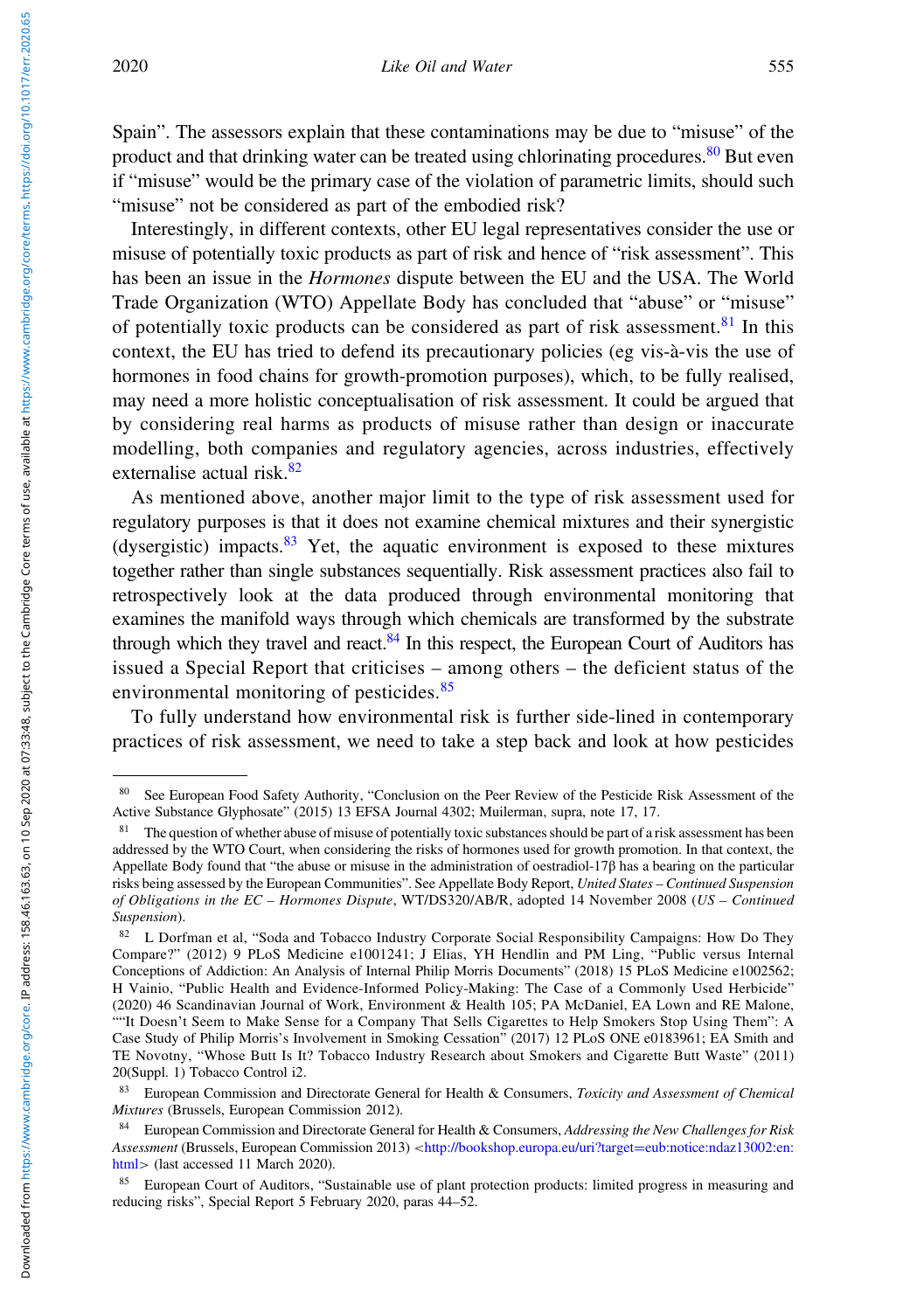Spain". The assessors explain that these contaminations may be due to "misuse" of the product and that drinking water can be treated using chlorinating procedures.[80] But even if "misuse" would be the primary case of the violation of parametric limits, should such "misuse" not be considered as part of the embodied risk?

Interestingly, in different contexts, other EU legal representatives consider the use or misuse of potentially toxic products as part of risk and hence of "risk assessment". This has been an issue in the *Hormones* dispute between the EU and the USA. The World Trade Organization (WTO) Appellate Body has concluded that "abuse" or "misuse" of potentially toxic products can be considered as part of risk assessment.[81] In this context, the EU has tried to defend its precautionary policies (eg vis-à-vis the use of hormones in food chains for growth-promotion purposes), which, to be fully realised, may need a more holistic conceptualisation of risk assessment. It could be argued that by considering real harms as products of misuse rather than design or inaccurate modelling, both companies and regulatory agencies, across industries, effectively externalise actual risk.[82]

As mentioned above, another major limit to the type of risk assessment used for regulatory purposes is that it does not examine chemical mixtures and their synergistic (dysergistic) impacts.[83] Yet, the aquatic environment is exposed to these mixtures together rather than single substances sequentially. Risk assessment practices also fail to retrospectively look at the data produced through environmental monitoring that examines the manifold ways through which chemicals are transformed by the substrate through which they travel and react.[84] In this respect, the European Court of Auditors has issued a Special Report that criticises – among others – the deficient status of the environmental monitoring of pesticides.[85]

To fully understand how environmental risk is further side-lined in contemporary practices of risk assessment, we need to take a step back and look at how pesticides

---

[80] See European Food Safety Authority, "Conclusion on the Peer Review of the Pesticide Risk Assessment of the Active Substance Glyphosate" (2015) 13 EFSA Journal 4302; Muilerman, supra, note 17, 17.

[81] The question of whether abuse of misuse of potentially toxic substances should be part of a risk assessment has been addressed by the WTO Court, when considering the risks of hormones used for growth promotion. In that context, the Appellate Body found that "the abuse or misuse in the administration of oestradiol-17β has a bearing on the particular risks being assessed by the European Communities". See Appellate Body Report, *United States – Continued Suspension of Obligations in the EC – Hormones Dispute*, WT/DS320/AB/R, adopted 14 November 2008 (*US – Continued Suspension*).

[82] L Dorfman et al, "Soda and Tobacco Industry Corporate Social Responsibility Campaigns: How Do They Compare?" (2012) 9 PLoS Medicine e1001241; J Elias, YH Hendlin and PM Ling, "Public versus Internal Conceptions of Addiction: An Analysis of Internal Philip Morris Documents" (2018) 15 PLoS Medicine e1002562; H Vainio, "Public Health and Evidence-Informed Policy-Making: The Case of a Commonly Used Herbicide" (2020) 46 Scandinavian Journal of Work, Environment & Health 105; PA McDaniel, EA Lown and RE Malone, ""It Doesn't Seem to Make Sense for a Company That Sells Cigarettes to Help Smokers Stop Using Them": A Case Study of Philip Morris's Involvement in Smoking Cessation" (2017) 12 PLoS ONE e0183961; EA Smith and TE Novotny, "Whose Butt Is It? Tobacco Industry Research about Smokers and Cigarette Butt Waste" (2011) 20(Suppl. 1) Tobacco Control i2.

[83] European Commission and Directorate General for Health & Consumers, *Toxicity and Assessment of Chemical Mixtures* (Brussels, European Commission 2012).

[84] European Commission and Directorate General for Health & Consumers, *Addressing the New Challenges for Risk Assessment* (Brussels, European Commission 2013) <http://bookshop.europa.eu/uri?target=eub:notice:ndaz13002:en:html> (last accessed 11 March 2020).

[85] European Court of Auditors, "Sustainable use of plant protection products: limited progress in measuring and reducing risks", Special Report 5 February 2020, paras 44–52.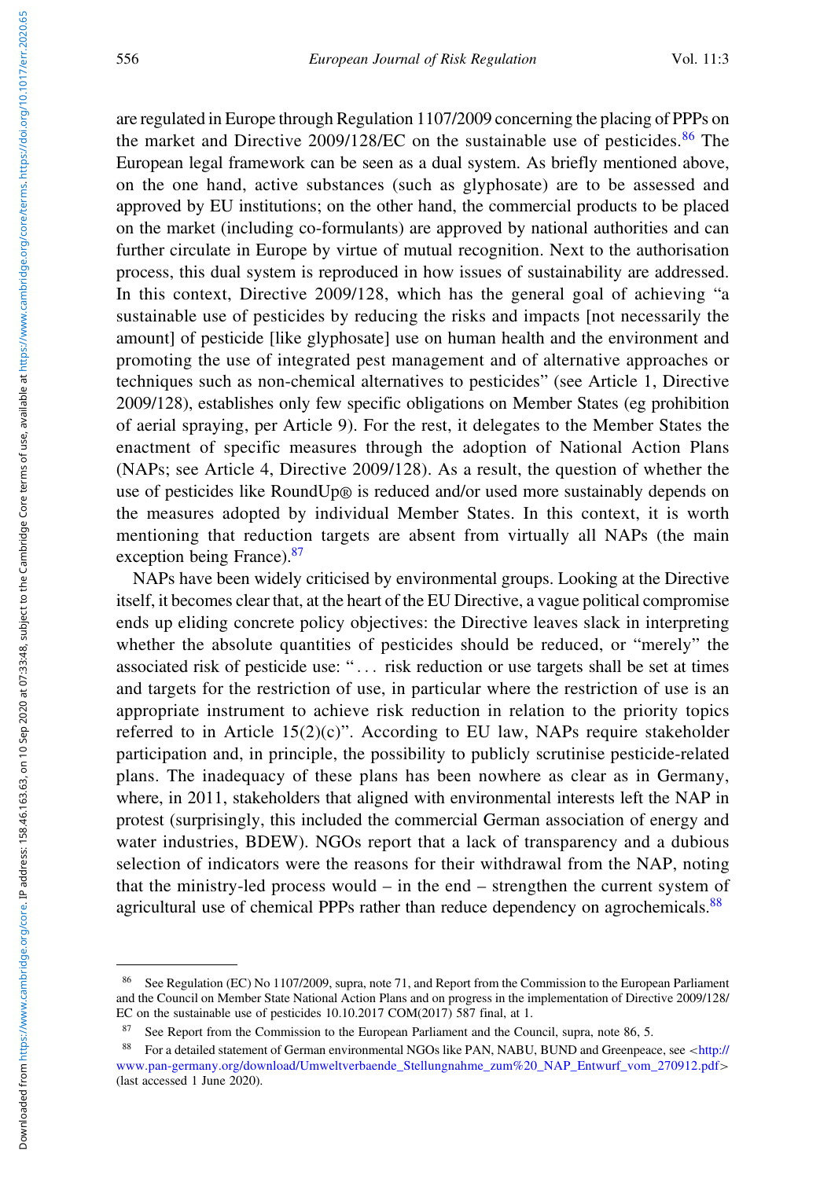are regulated in Europe through Regulation 1107/2009 concerning the placing of PPPs on the market and Directive 2009/128/EC on the sustainable use of pesticides.[86] The European legal framework can be seen as a dual system. As briefly mentioned above, on the one hand, active substances (such as glyphosate) are to be assessed and approved by EU institutions; on the other hand, the commercial products to be placed on the market (including co-formulants) are approved by national authorities and can further circulate in Europe by virtue of mutual recognition. Next to the authorisation process, this dual system is reproduced in how issues of sustainability are addressed. In this context, Directive 2009/128, which has the general goal of achieving "a sustainable use of pesticides by reducing the risks and impacts [not necessarily the amount] of pesticide [like glyphosate] use on human health and the environment and promoting the use of integrated pest management and of alternative approaches or techniques such as non-chemical alternatives to pesticides" (see Article 1, Directive 2009/128), establishes only few specific obligations on Member States (eg prohibition of aerial spraying, per Article 9). For the rest, it delegates to the Member States the enactment of specific measures through the adoption of National Action Plans (NAPs; see Article 4, Directive 2009/128). As a result, the question of whether the use of pesticides like RoundUp® is reduced and/or used more sustainably depends on the measures adopted by individual Member States. In this context, it is worth mentioning that reduction targets are absent from virtually all NAPs (the main exception being France).[87]

NAPs have been widely criticised by environmental groups. Looking at the Directive itself, it becomes clear that, at the heart of the EU Directive, a vague political compromise ends up eliding concrete policy objectives: the Directive leaves slack in interpreting whether the absolute quantities of pesticides should be reduced, or "merely" the associated risk of pesticide use: "… risk reduction or use targets shall be set at times and targets for the restriction of use, in particular where the restriction of use is an appropriate instrument to achieve risk reduction in relation to the priority topics referred to in Article 15(2)(c)". According to EU law, NAPs require stakeholder participation and, in principle, the possibility to publicly scrutinise pesticide-related plans. The inadequacy of these plans has been nowhere as clear as in Germany, where, in 2011, stakeholders that aligned with environmental interests left the NAP in protest (surprisingly, this included the commercial German association of energy and water industries, BDEW). NGOs report that a lack of transparency and a dubious selection of indicators were the reasons for their withdrawal from the NAP, noting that the ministry-led process would – in the end – strengthen the current system of agricultural use of chemical PPPs rather than reduce dependency on agrochemicals.[88]

---

[86] See Regulation (EC) No 1107/2009, supra, note 71, and Report from the Commission to the European Parliament and the Council on Member State National Action Plans and on progress in the implementation of Directive 2009/128/EC on the sustainable use of pesticides 10.10.2017 COM(2017) 587 final, at 1.

[87] See Report from the Commission to the European Parliament and the Council, supra, note 86, 5.

[88] For a detailed statement of German environmental NGOs like PAN, NABU, BUND and Greenpeace, see <http://www.pan-germany.org/download/Umweltverbaende_Stellungnahme_zum%20_NAP_Entwurf_vom_270912.pdf> (last accessed 1 June 2020).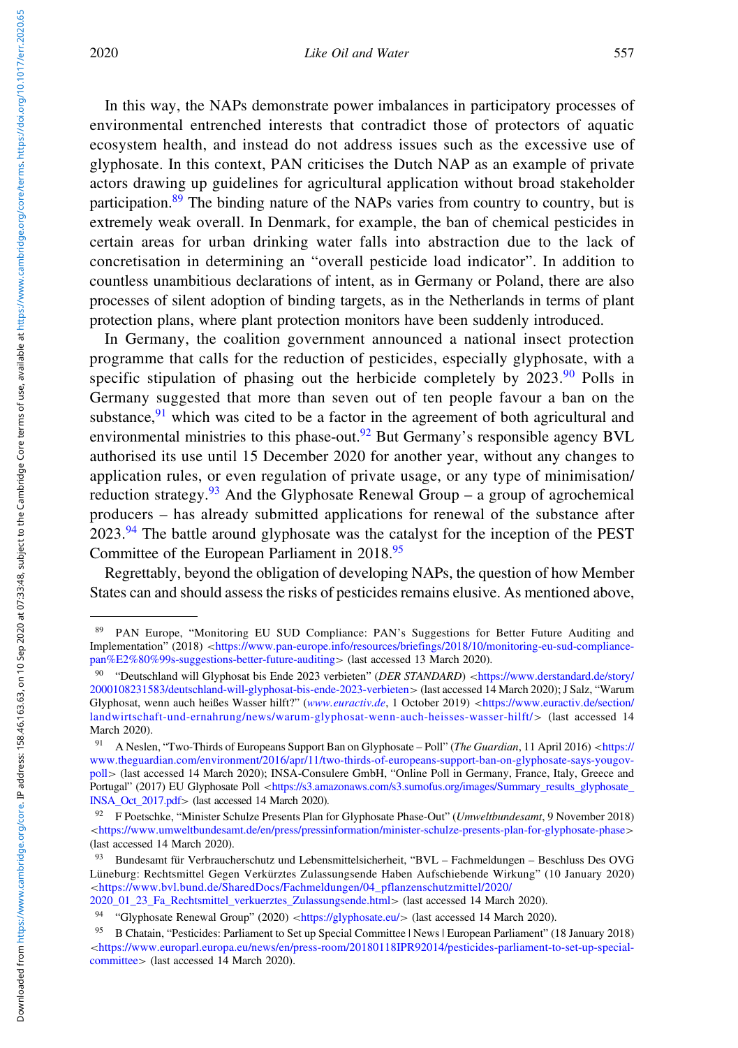In this way, the NAPs demonstrate power imbalances in participatory processes of environmental entrenched interests that contradict those of protectors of aquatic ecosystem health, and instead do not address issues such as the excessive use of glyphosate. In this context, PAN criticises the Dutch NAP as an example of private actors drawing up guidelines for agricultural application without broad stakeholder participation.[89] The binding nature of the NAPs varies from country to country, but is extremely weak overall. In Denmark, for example, the ban of chemical pesticides in certain areas for urban drinking water falls into abstraction due to the lack of concretisation in determining an "overall pesticide load indicator". In addition to countless unambitious declarations of intent, as in Germany or Poland, there are also processes of silent adoption of binding targets, as in the Netherlands in terms of plant protection plans, where plant protection monitors have been suddenly introduced.

In Germany, the coalition government announced a national insect protection programme that calls for the reduction of pesticides, especially glyphosate, with a specific stipulation of phasing out the herbicide completely by 2023.[90] Polls in Germany suggested that more than seven out of ten people favour a ban on the substance,[91] which was cited to be a factor in the agreement of both agricultural and environmental ministries to this phase-out.[92] But Germany's responsible agency BVL authorised its use until 15 December 2020 for another year, without any changes to application rules, or even regulation of private usage, or any type of minimisation/reduction strategy.[93] And the Glyphosate Renewal Group – a group of agrochemical producers – has already submitted applications for renewal of the substance after 2023.[94] The battle around glyphosate was the catalyst for the inception of the PEST Committee of the European Parliament in 2018.[95]

Regrettably, beyond the obligation of developing NAPs, the question of how Member States can and should assess the risks of pesticides remains elusive. As mentioned above,

---

[89] PAN Europe, "Monitoring EU SUD Compliance: PAN's Suggestions for Better Future Auditing and Implementation" (2018) <https://www.pan-europe.info/resources/briefings/2018/10/monitoring-eu-sud-compliance-pan%E2%80%99s-suggestions-better-future-auditing> (last accessed 13 March 2020).

[90] "Deutschland will Glyphosat bis Ende 2023 verbieten" (*DER STANDARD*) <https://www.derstandard.de/story/2000108231583/deutschland-will-glyphosat-bis-ende-2023-verbieten> (last accessed 14 March 2020); J Salz, "Warum Glyphosat, wenn auch heißes Wasser hilft?" (*www.euractiv.de*, 1 October 2019) <https://www.euractiv.de/section/landwirtschaft-und-ernahrung/news/warum-glyphosat-wenn-auch-heisses-wasser-hilft/> (last accessed 14 March 2020).

[91] A Neslen, "Two-Thirds of Europeans Support Ban on Glyphosate – Poll" (*The Guardian*, 11 April 2016) <https://www.theguardian.com/environment/2016/apr/11/two-thirds-of-europeans-support-ban-on-glyphosate-says-yougov-poll> (last accessed 14 March 2020); INSA-Consulere GmbH, "Online Poll in Germany, France, Italy, Greece and Portugal" (2017) EU Glyphosate Poll <https://s3.amazonaws.com/s3.sumofus.org/images/Summary_results_glyphosate_INSA_Oct_2017.pdf> (last accessed 14 March 2020).

[92] F Poetschke, "Minister Schulze Presents Plan for Glyphosate Phase-Out" (*Umweltbundesamt*, 9 November 2018) <https://www.umweltbundesamt.de/en/press/pressinformation/minister-schulze-presents-plan-for-glyphosate-phase> (last accessed 14 March 2020).

[93] Bundesamt für Verbraucherschutz und Lebensmittelsicherheit, "BVL – Fachmeldungen – Beschluss Des OVG Lüneburg: Rechtsmittel Gegen Verkürztes Zulassungsende Haben Aufschiebende Wirkung" (10 January 2020) <https://www.bvl.bund.de/SharedDocs/Fachmeldungen/04_pflanzenschutzmittel/2020/2020_01_23_Fa_Rechtsmittel_verkuerztes_Zulassungsende.html> (last accessed 14 March 2020).

[94] "Glyphosate Renewal Group" (2020) <https://glyphosate.eu/> (last accessed 14 March 2020).

[95] B Chatain, "Pesticides: Parliament to Set up Special Committee | News | European Parliament" (18 January 2018) <https://www.europarl.europa.eu/news/en/press-room/20180118IPR92014/pesticides-parliament-to-set-up-special-committee> (last accessed 14 March 2020).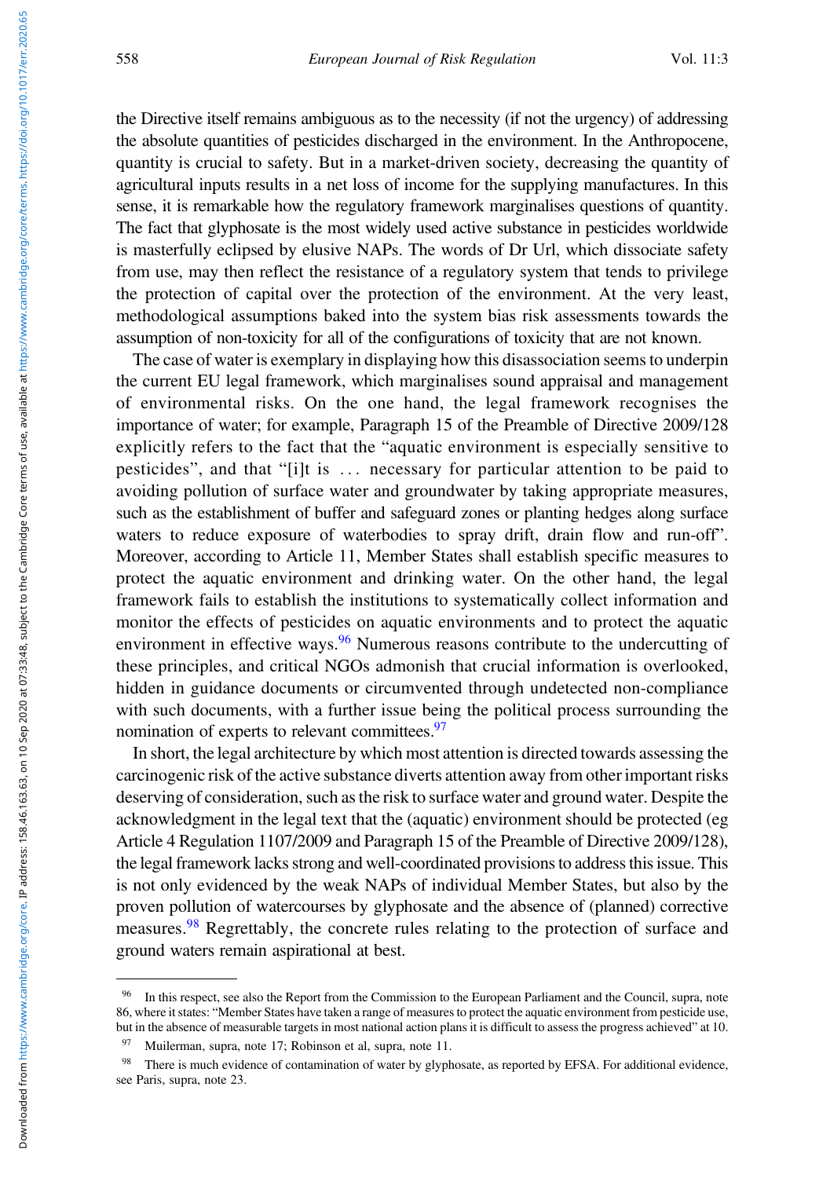the Directive itself remains ambiguous as to the necessity (if not the urgency) of addressing the absolute quantities of pesticides discharged in the environment. In the Anthropocene, quantity is crucial to safety. But in a market-driven society, decreasing the quantity of agricultural inputs results in a net loss of income for the supplying manufactures. In this sense, it is remarkable how the regulatory framework marginalises questions of quantity. The fact that glyphosate is the most widely used active substance in pesticides worldwide is masterfully eclipsed by elusive NAPs. The words of Dr Url, which dissociate safety from use, may then reflect the resistance of a regulatory system that tends to privilege the protection of capital over the protection of the environment. At the very least, methodological assumptions baked into the system bias risk assessments towards the assumption of non-toxicity for all of the configurations of toxicity that are not known.

The case of water is exemplary in displaying how this disassociation seems to underpin the current EU legal framework, which marginalises sound appraisal and management of environmental risks. On the one hand, the legal framework recognises the importance of water; for example, Paragraph 15 of the Preamble of Directive 2009/128 explicitly refers to the fact that the "aquatic environment is especially sensitive to pesticides", and that "[i]t is … necessary for particular attention to be paid to avoiding pollution of surface water and groundwater by taking appropriate measures, such as the establishment of buffer and safeguard zones or planting hedges along surface waters to reduce exposure of waterbodies to spray drift, drain flow and run-off". Moreover, according to Article 11, Member States shall establish specific measures to protect the aquatic environment and drinking water. On the other hand, the legal framework fails to establish the institutions to systematically collect information and monitor the effects of pesticides on aquatic environments and to protect the aquatic environment in effective ways.[96] Numerous reasons contribute to the undercutting of these principles, and critical NGOs admonish that crucial information is overlooked, hidden in guidance documents or circumvented through undetected non-compliance with such documents, with a further issue being the political process surrounding the nomination of experts to relevant committees.[97]

In short, the legal architecture by which most attention is directed towards assessing the carcinogenic risk of the active substance diverts attention away from other important risks deserving of consideration, such as the risk to surface water and ground water. Despite the acknowledgment in the legal text that the (aquatic) environment should be protected (eg Article 4 Regulation 1107/2009 and Paragraph 15 of the Preamble of Directive 2009/128), the legal framework lacks strong and well-coordinated provisions to address this issue. This is not only evidenced by the weak NAPs of individual Member States, but also by the proven pollution of watercourses by glyphosate and the absence of (planned) corrective measures.[98] Regrettably, the concrete rules relating to the protection of surface and ground waters remain aspirational at best.

---

[96] In this respect, see also the Report from the Commission to the European Parliament and the Council, supra, note 86, where it states: "Member States have taken a range of measures to protect the aquatic environment from pesticide use, but in the absence of measurable targets in most national action plans it is difficult to assess the progress achieved" at 10.

[97] Muilerman, supra, note 17; Robinson et al, supra, note 11.

[98] There is much evidence of contamination of water by glyphosate, as reported by EFSA. For additional evidence, see Paris, supra, note 23.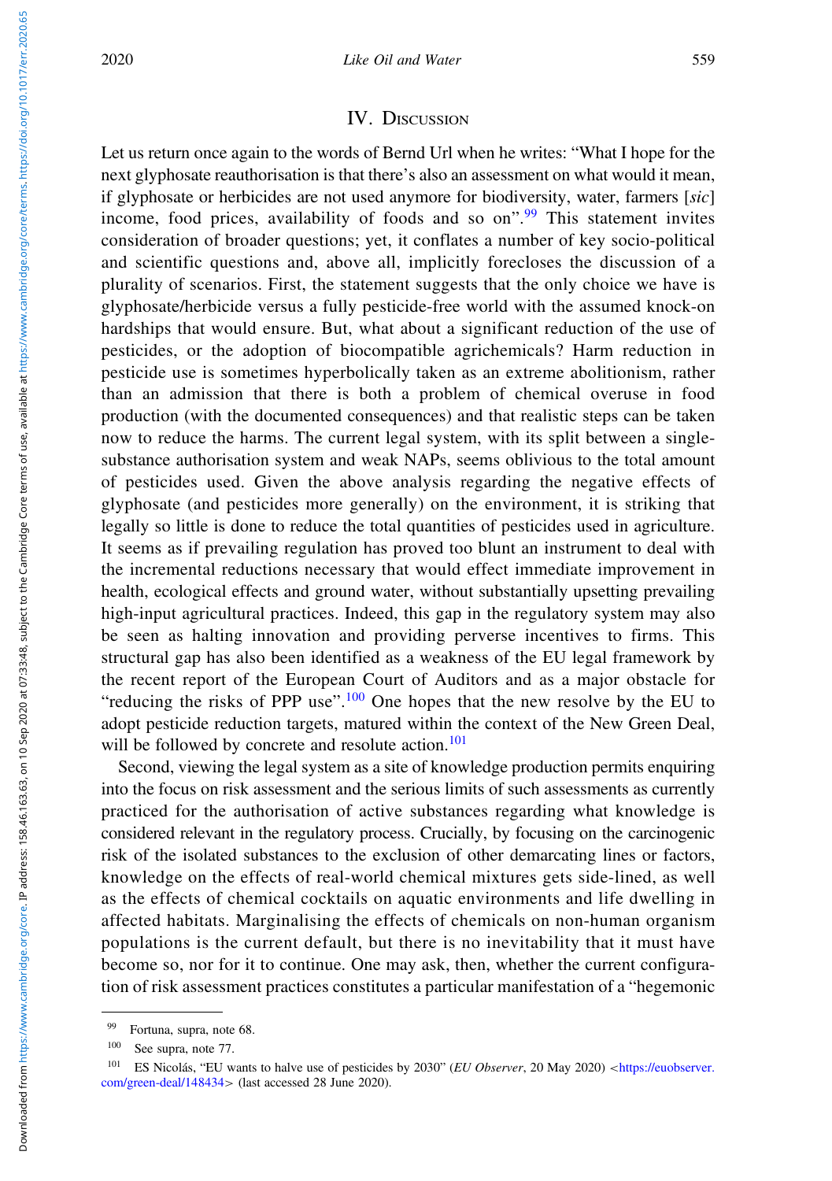## IV. Discussion

Let us return once again to the words of Bernd Url when he writes: "What I hope for the next glyphosate reauthorisation is that there's also an assessment on what would it mean, if glyphosate or herbicides are not used anymore for biodiversity, water, farmers [*sic*] income, food prices, availability of foods and so on".[99] This statement invites consideration of broader questions; yet, it conflates a number of key socio-political and scientific questions and, above all, implicitly forecloses the discussion of a plurality of scenarios. First, the statement suggests that the only choice we have is glyphosate/herbicide versus a fully pesticide-free world with the assumed knock-on hardships that would ensure. But, what about a significant reduction of the use of pesticides, or the adoption of biocompatible agrichemicals? Harm reduction in pesticide use is sometimes hyperbolically taken as an extreme abolitionism, rather than an admission that there is both a problem of chemical overuse in food production (with the documented consequences) and that realistic steps can be taken now to reduce the harms. The current legal system, with its split between a single-substance authorisation system and weak NAPs, seems oblivious to the total amount of pesticides used. Given the above analysis regarding the negative effects of glyphosate (and pesticides more generally) on the environment, it is striking that legally so little is done to reduce the total quantities of pesticides used in agriculture. It seems as if prevailing regulation has proved too blunt an instrument to deal with the incremental reductions necessary that would effect immediate improvement in health, ecological effects and ground water, without substantially upsetting prevailing high-input agricultural practices. Indeed, this gap in the regulatory system may also be seen as halting innovation and providing perverse incentives to firms. This structural gap has also been identified as a weakness of the EU legal framework by the recent report of the European Court of Auditors and as a major obstacle for "reducing the risks of PPP use".[100] One hopes that the new resolve by the EU to adopt pesticide reduction targets, matured within the context of the New Green Deal, will be followed by concrete and resolute action.[101]

Second, viewing the legal system as a site of knowledge production permits enquiring into the focus on risk assessment and the serious limits of such assessments as currently practiced for the authorisation of active substances regarding what knowledge is considered relevant in the regulatory process. Crucially, by focusing on the carcinogenic risk of the isolated substances to the exclusion of other demarcating lines or factors, knowledge on the effects of real-world chemical mixtures gets side-lined, as well as the effects of chemical cocktails on aquatic environments and life dwelling in affected habitats. Marginalising the effects of chemicals on non-human organism populations is the current default, but there is no inevitability that it must have become so, nor for it to continue. One may ask, then, whether the current configuration of risk assessment practices constitutes a particular manifestation of a "hegemonic

---

[99] Fortuna, supra, note 68.

[100] See supra, note 77.

[101] ES Nicolás, "EU wants to halve use of pesticides by 2030" (*EU Observer*, 20 May 2020) <https://euobserver.com/green-deal/148434> (last accessed 28 June 2020).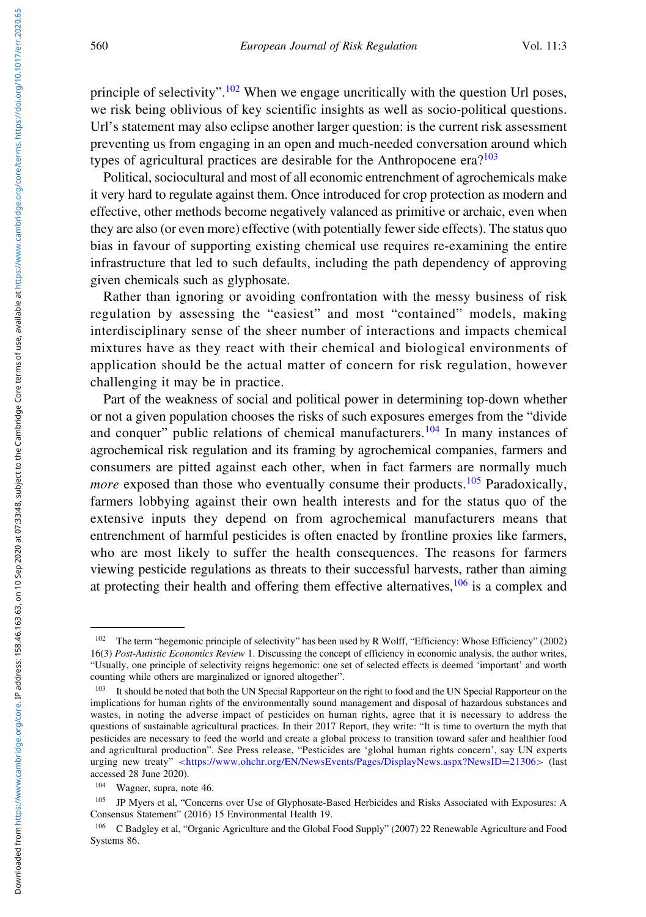principle of selectivity".[102] When we engage uncritically with the question Url poses, we risk being oblivious of key scientific insights as well as socio-political questions. Url's statement may also eclipse another larger question: is the current risk assessment preventing us from engaging in an open and much-needed conversation around which types of agricultural practices are desirable for the Anthropocene era?[103]

Political, sociocultural and most of all economic entrenchment of agrochemicals make it very hard to regulate against them. Once introduced for crop protection as modern and effective, other methods become negatively valanced as primitive or archaic, even when they are also (or even more) effective (with potentially fewer side effects). The status quo bias in favour of supporting existing chemical use requires re-examining the entire infrastructure that led to such defaults, including the path dependency of approving given chemicals such as glyphosate.

Rather than ignoring or avoiding confrontation with the messy business of risk regulation by assessing the "easiest" and most "contained" models, making interdisciplinary sense of the sheer number of interactions and impacts chemical mixtures have as they react with their chemical and biological environments of application should be the actual matter of concern for risk regulation, however challenging it may be in practice.

Part of the weakness of social and political power in determining top-down whether or not a given population chooses the risks of such exposures emerges from the "divide and conquer" public relations of chemical manufacturers.[104] In many instances of agrochemical risk regulation and its framing by agrochemical companies, farmers and consumers are pitted against each other, when in fact farmers are normally much *more* exposed than those who eventually consume their products.[105] Paradoxically, farmers lobbying against their own health interests and for the status quo of the extensive inputs they depend on from agrochemical manufacturers means that entrenchment of harmful pesticides is often enacted by frontline proxies like farmers, who are most likely to suffer the health consequences. The reasons for farmers viewing pesticide regulations as threats to their successful harvests, rather than aiming at protecting their health and offering them effective alternatives,[106] is a complex and

---

[102] The term "hegemonic principle of selectivity" has been used by R Wolff, "Efficiency: Whose Efficiency" (2002) 16(3) *Post-Autistic Economics Review* 1. Discussing the concept of efficiency in economic analysis, the author writes, "Usually, one principle of selectivity reigns hegemonic: one set of selected effects is deemed 'important' and worth counting while others are marginalized or ignored altogether".

[103] It should be noted that both the UN Special Rapporteur on the right to food and the UN Special Rapporteur on the implications for human rights of the environmentally sound management and disposal of hazardous substances and wastes, in noting the adverse impact of pesticides on human rights, agree that it is necessary to address the questions of sustainable agricultural practices. In their 2017 Report, they write: "It is time to overturn the myth that pesticides are necessary to feed the world and create a global process to transition toward safer and healthier food and agricultural production". See Press release, "Pesticides are 'global human rights concern', say UN experts urging new treaty" <https://www.ohchr.org/EN/NewsEvents/Pages/DisplayNews.aspx?NewsID=21306> (last accessed 28 June 2020).

[104] Wagner, supra, note 46.

[105] JP Myers et al, "Concerns over Use of Glyphosate-Based Herbicides and Risks Associated with Exposures: A Consensus Statement" (2016) 15 Environmental Health 19.

[106] C Badgley et al, "Organic Agriculture and the Global Food Supply" (2007) 22 Renewable Agriculture and Food Systems 86.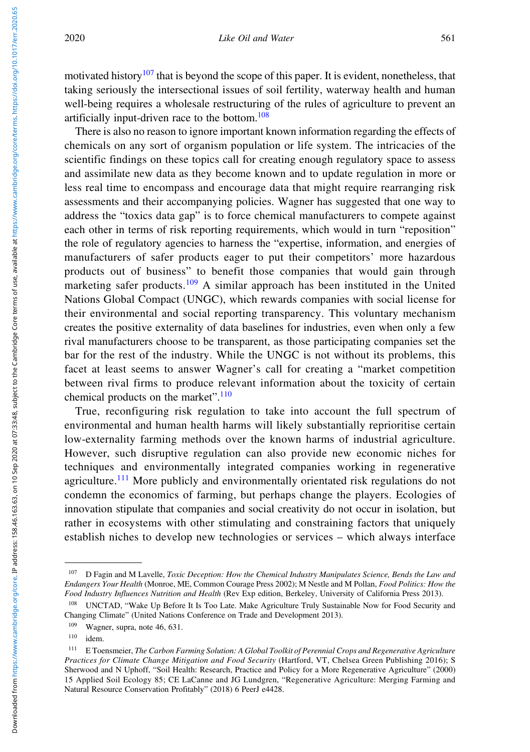motivated history[107] that is beyond the scope of this paper. It is evident, nonetheless, that taking seriously the intersectional issues of soil fertility, waterway health and human well-being requires a wholesale restructuring of the rules of agriculture to prevent an artificially input-driven race to the bottom.[108]

There is also no reason to ignore important known information regarding the effects of chemicals on any sort of organism population or life system. The intricacies of the scientific findings on these topics call for creating enough regulatory space to assess and assimilate new data as they become known and to update regulation in more or less real time to encompass and encourage data that might require rearranging risk assessments and their accompanying policies. Wagner has suggested that one way to address the "toxics data gap" is to force chemical manufacturers to compete against each other in terms of risk reporting requirements, which would in turn "reposition" the role of regulatory agencies to harness the "expertise, information, and energies of manufacturers of safer products eager to put their competitors' more hazardous products out of business" to benefit those companies that would gain through marketing safer products.[109] A similar approach has been instituted in the United Nations Global Compact (UNGC), which rewards companies with social license for their environmental and social reporting transparency. This voluntary mechanism creates the positive externality of data baselines for industries, even when only a few rival manufacturers choose to be transparent, as those participating companies set the bar for the rest of the industry. While the UNGC is not without its problems, this facet at least seems to answer Wagner's call for creating a "market competition between rival firms to produce relevant information about the toxicity of certain chemical products on the market".[110]

True, reconfiguring risk regulation to take into account the full spectrum of environmental and human health harms will likely substantially reprioritise certain low-externality farming methods over the known harms of industrial agriculture. However, such disruptive regulation can also provide new economic niches for techniques and environmentally integrated companies working in regenerative agriculture.[111] More publicly and environmentally orientated risk regulations do not condemn the economics of farming, but perhaps change the players. Ecologies of innovation stipulate that companies and social creativity do not occur in isolation, but rather in ecosystems with other stimulating and constraining factors that uniquely establish niches to develop new technologies or services – which always interface

---

[107] D Fagin and M Lavelle, *Toxic Deception: How the Chemical Industry Manipulates Science, Bends the Law and Endangers Your Health* (Monroe, ME, Common Courage Press 2002); M Nestle and M Pollan, *Food Politics: How the Food Industry Influences Nutrition and Health* (Rev Exp edition, Berkeley, University of California Press 2013).

[108] UNCTAD, "Wake Up Before It Is Too Late. Make Agriculture Truly Sustainable Now for Food Security and Changing Climate" (United Nations Conference on Trade and Development 2013).

[109] Wagner, supra, note 46, 631.

[110] idem.

[111] E Toensmeier, *The Carbon Farming Solution: A Global Toolkit of Perennial Crops and Regenerative Agriculture Practices for Climate Change Mitigation and Food Security* (Hartford, VT, Chelsea Green Publishing 2016); S Sherwood and N Uphoff, "Soil Health: Research, Practice and Policy for a More Regenerative Agriculture" (2000) 15 Applied Soil Ecology 85; CE LaCanne and JG Lundgren, "Regenerative Agriculture: Merging Farming and Natural Resource Conservation Profitably" (2018) 6 PeerJ e4428.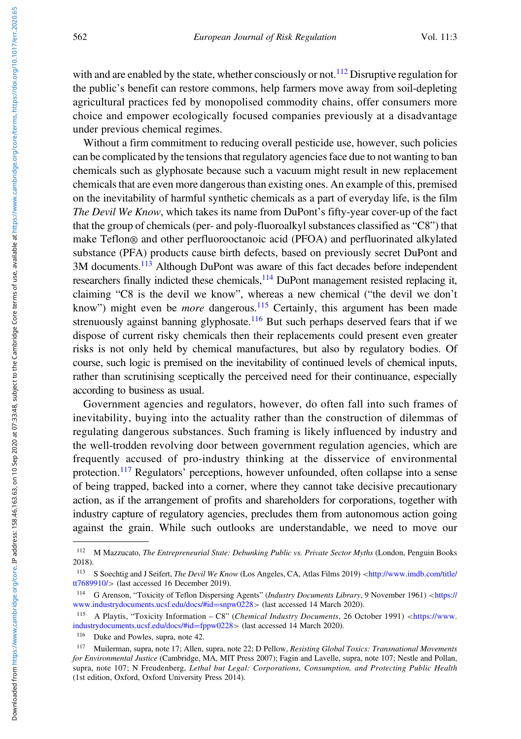with and are enabled by the state, whether consciously or not.[112] Disruptive regulation for the public's benefit can restore commons, help farmers move away from soil-depleting agricultural practices fed by monopolised commodity chains, offer consumers more choice and empower ecologically focused companies previously at a disadvantage under previous chemical regimes.

Without a firm commitment to reducing overall pesticide use, however, such policies can be complicated by the tensions that regulatory agencies face due to not wanting to ban chemicals such as glyphosate because such a vacuum might result in new replacement chemicals that are even more dangerous than existing ones. An example of this, premised on the inevitability of harmful synthetic chemicals as a part of everyday life, is the film *The Devil We Know*, which takes its name from DuPont's fifty-year cover-up of the fact that the group of chemicals (per- and poly-fluoroalkyl substances classified as "C8") that make Teflon® and other perfluorooctanoic acid (PFOA) and perfluorinated alkylated substance (PFA) products cause birth defects, based on previously secret DuPont and 3M documents.[113] Although DuPont was aware of this fact decades before independent researchers finally indicted these chemicals,[114] DuPont management resisted replacing it, claiming "C8 is the devil we know", whereas a new chemical ("the devil we don't know") might even be *more* dangerous.[115] Certainly, this argument has been made strenuously against banning glyphosate.[116] But such perhaps deserved fears that if we dispose of current risky chemicals then their replacements could present even greater risks is not only held by chemical manufactures, but also by regulatory bodies. Of course, such logic is premised on the inevitability of continued levels of chemical inputs, rather than scrutinising sceptically the perceived need for their continuance, especially according to business as usual.

Government agencies and regulators, however, do often fall into such frames of inevitability, buying into the actuality rather than the construction of dilemmas of regulating dangerous substances. Such framing is likely influenced by industry and the well-trodden revolving door between government regulation agencies, which are frequently accused of pro-industry thinking at the disservice of environmental protection.[117] Regulators' perceptions, however unfounded, often collapse into a sense of being trapped, backed into a corner, where they cannot take decisive precautionary action, as if the arrangement of profits and shareholders for corporations, together with industry capture of regulatory agencies, precludes them from autonomous action going against the grain. While such outlooks are understandable, we need to move our

---

[112] M Mazzucato, *The Entrepreneurial State: Debunking Public vs. Private Sector Myths* (London, Penguin Books 2018).

[113] S Soechtig and J Seifert, *The Devil We Know* (Los Angeles, CA, Atlas Films 2019) <http://www.imdb.com/title/tt7689910/> (last accessed 16 December 2019).

[114] G Arenson, "Toxicity of Teflon Dispersing Agents" (*Industry Documents Library*, 9 November 1961) <https://www.industrydocuments.ucsf.edu/docs/#id=snpw0228> (last accessed 14 March 2020).

[115] A Playtis, "Toxicity Information – C8" (*Chemical Industry Documents*, 26 October 1991) <https://www.industrydocuments.ucsf.edu/docs/#id=fppw0228> (last accessed 14 March 2020).

[116] Duke and Powles, supra, note 42.

[117] Muilerman, supra, note 17; Allen, supra, note 22; D Pellow, *Resisting Global Toxics: Transnational Movements for Environmental Justice* (Cambridge, MA, MIT Press 2007); Fagin and Lavelle, supra, note 107; Nestle and Pollan, supra, note 107; N Freudenberg, *Lethal but Legal: Corporations, Consumption, and Protecting Public Health* (1st edition, Oxford, Oxford University Press 2014).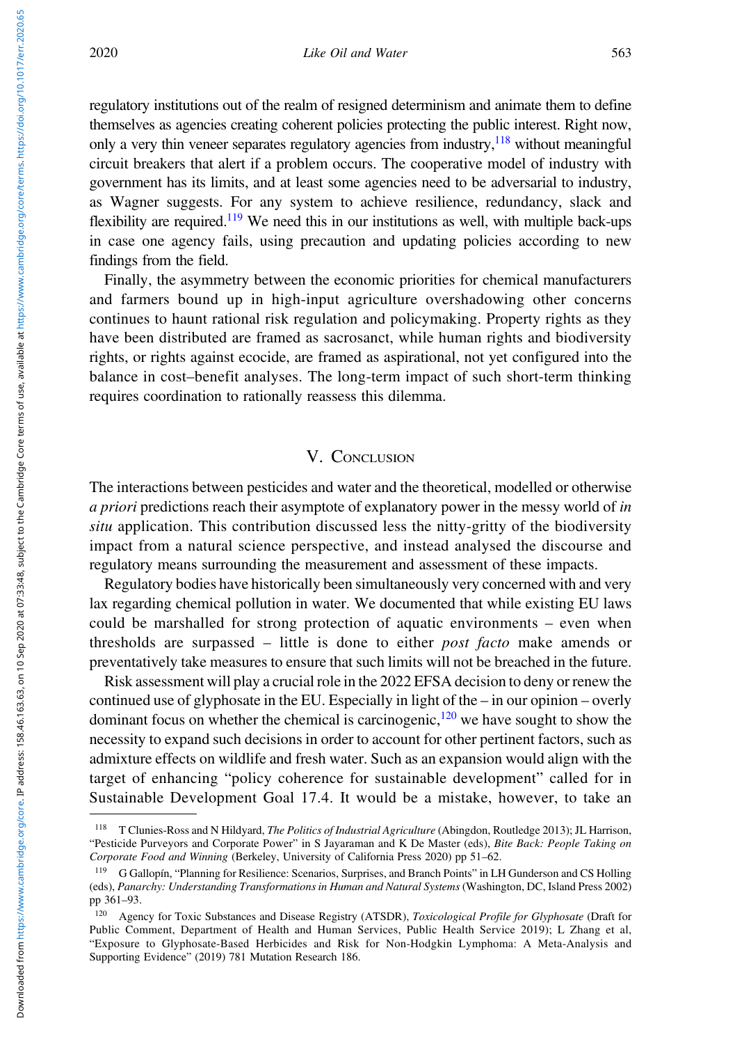regulatory institutions out of the realm of resigned determinism and animate them to define themselves as agencies creating coherent policies protecting the public interest. Right now, only a very thin veneer separates regulatory agencies from industry,[118] without meaningful circuit breakers that alert if a problem occurs. The cooperative model of industry with government has its limits, and at least some agencies need to be adversarial to industry, as Wagner suggests. For any system to achieve resilience, redundancy, slack and flexibility are required.[119] We need this in our institutions as well, with multiple back-ups in case one agency fails, using precaution and updating policies according to new findings from the field.

Finally, the asymmetry between the economic priorities for chemical manufacturers and farmers bound up in high-input agriculture overshadowing other concerns continues to haunt rational risk regulation and policymaking. Property rights as they have been distributed are framed as sacrosanct, while human rights and biodiversity rights, or rights against ecocide, are framed as aspirational, not yet configured into the balance in cost–benefit analyses. The long-term impact of such short-term thinking requires coordination to rationally reassess this dilemma.

## V. Conclusion

The interactions between pesticides and water and the theoretical, modelled or otherwise *a priori* predictions reach their asymptote of explanatory power in the messy world of *in situ* application. This contribution discussed less the nitty-gritty of the biodiversity impact from a natural science perspective, and instead analysed the discourse and regulatory means surrounding the measurement and assessment of these impacts.

Regulatory bodies have historically been simultaneously very concerned with and very lax regarding chemical pollution in water. We documented that while existing EU laws could be marshalled for strong protection of aquatic environments – even when thresholds are surpassed – little is done to either *post facto* make amends or preventatively take measures to ensure that such limits will not be breached in the future.

Risk assessment will play a crucial role in the 2022 EFSA decision to deny or renew the continued use of glyphosate in the EU. Especially in light of the – in our opinion – overly dominant focus on whether the chemical is carcinogenic,[120] we have sought to show the necessity to expand such decisions in order to account for other pertinent factors, such as admixture effects on wildlife and fresh water. Such as an expansion would align with the target of enhancing "policy coherence for sustainable development" called for in Sustainable Development Goal 17.4. It would be a mistake, however, to take an

---

[118] T Clunies-Ross and N Hildyard, *The Politics of Industrial Agriculture* (Abingdon, Routledge 2013); JL Harrison, "Pesticide Purveyors and Corporate Power" in S Jayaraman and K De Master (eds), *Bite Back: People Taking on Corporate Food and Winning* (Berkeley, University of California Press 2020) pp 51–62.

[119] G Gallopín, "Planning for Resilience: Scenarios, Surprises, and Branch Points" in LH Gunderson and CS Holling (eds), *Panarchy: Understanding Transformations in Human and Natural Systems* (Washington, DC, Island Press 2002) pp 361–93.

[120] Agency for Toxic Substances and Disease Registry (ATSDR), *Toxicological Profile for Glyphosate* (Draft for Public Comment, Department of Health and Human Services, Public Health Service 2019); L Zhang et al, "Exposure to Glyphosate-Based Herbicides and Risk for Non-Hodgkin Lymphoma: A Meta-Analysis and Supporting Evidence" (2019) 781 Mutation Research 186.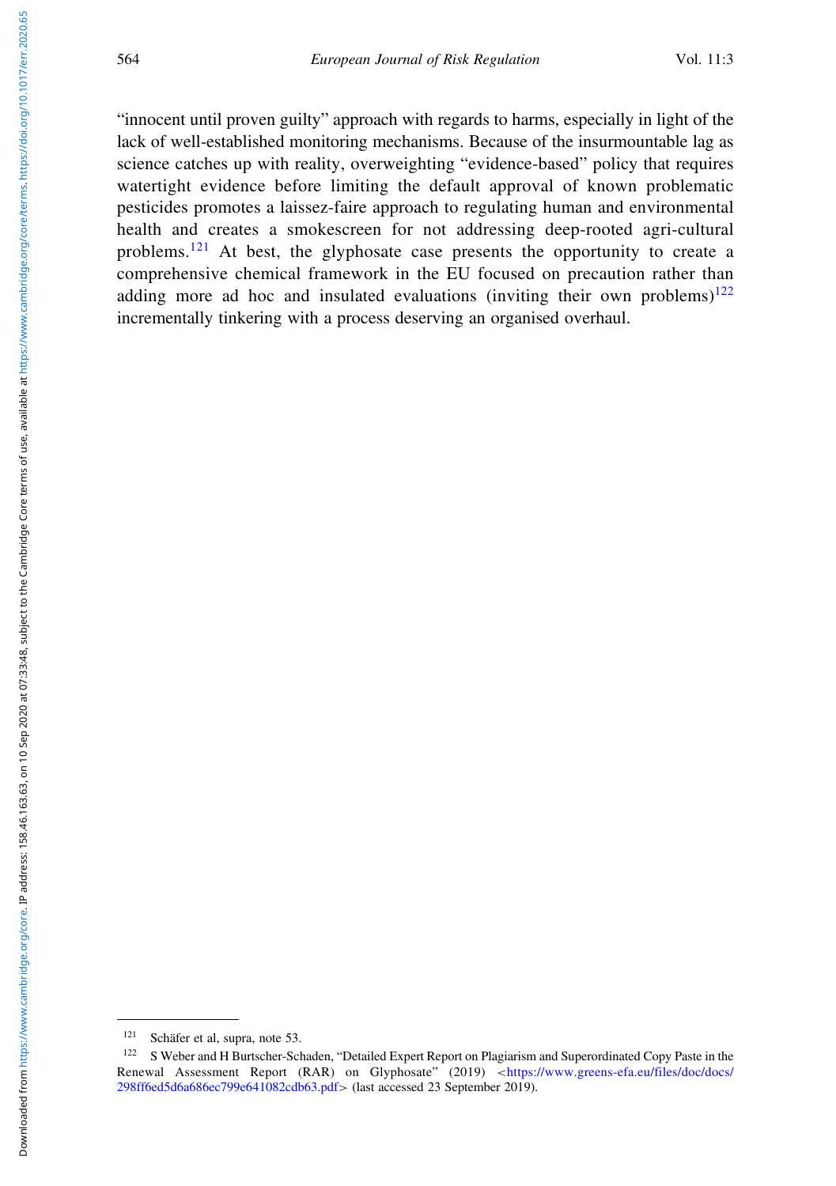"innocent until proven guilty" approach with regards to harms, especially in light of the lack of well-established monitoring mechanisms. Because of the insurmountable lag as science catches up with reality, overweighting "evidence-based" policy that requires watertight evidence before limiting the default approval of known problematic pesticides promotes a laissez-faire approach to regulating human and environmental health and creates a smokescreen for not addressing deep-rooted agri-cultural problems.[121] At best, the glyphosate case presents the opportunity to create a comprehensive chemical framework in the EU focused on precaution rather than adding more ad hoc and insulated evaluations (inviting their own problems)[122] incrementally tinkering with a process deserving an organised overhaul.

---

[121] Schäfer et al, supra, note 53.

[122] S Weber and H Burtscher-Schaden, "Detailed Expert Report on Plagiarism and Superordinated Copy Paste in the Renewal Assessment Report (RAR) on Glyphosate" (2019) <https://www.greens-efa.eu/files/doc/docs/298ff6ed5d6a686ec799e641082cdb63.pdf> (last accessed 23 September 2019).